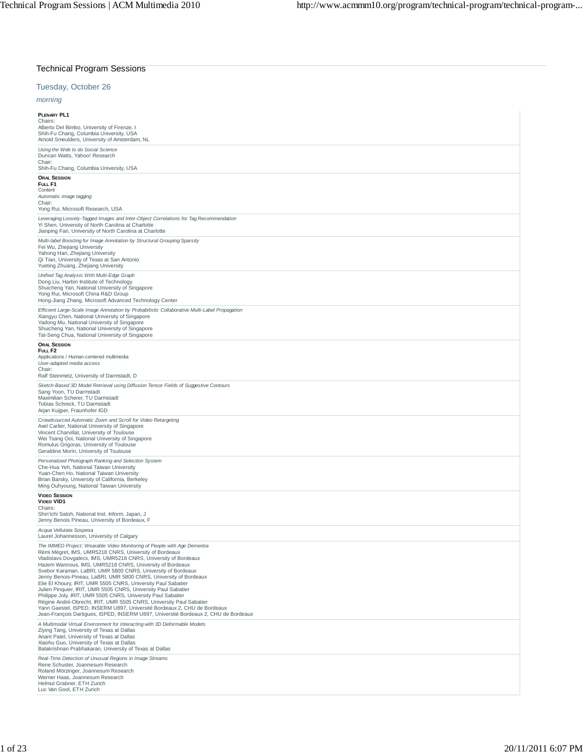## Technical Program Sessions

### Tuesday, October 26

*morning*

**PLENARY PL1**
Chairs:
Alberto Del Bimbo, University of Firenze, I
Shih-Fu Chang, Columbia University, USA
Arnold Smeulders, University of Amsterdam, NL

*Using the Web to do Social Science*
Duncan Watts, Yahoo! Research
Chair:
Shih-Fu Chang, Columbia University, USA

**ORAL SESSION**
**FULL F1**
Content
*Automatic image tagging*
Chair:
Yong Rui, Microsoft Research, USA

*Leveraging Loosely-Tagged Images and Inter-Object Correlations for Tag Recommendation*
Yi Shen, University of North Carolina at Charlotte
Jianping Fan, University of North Carolina at Charlotte

*Multi-label Boosting for Image Annotation by Structural Grouping Sparsity*
Fei Wu, Zhejiang University
Yahong Han, Zhejiang University
Qi Tian, University of Texas at San Antonio
Yueting Zhuang, Zhejiang University

*Unified Tag Analysis With Multi-Edge Graph*
Dong Liu, Harbin Institute of Technology
Shuicheng Yan, National University of Singapore
Yong Rui, Microsoft China R&D Group
Hong-Jiang Zhang, Microsoft Advanced Technology Center

*Efficient Large-Scale Image Annotation by Probabilistic Collaborative Multi-Label Propagation*
Xiangyu Chen, National University of Singapore
Yadong Mu, National University of Singapore
Shuicheng Yan, National University of Singapore
Tat-Seng Chua, National University of Singapore

**ORAL SESSION**
**FULL F2**
Applications / Human-centered multimedia
*User-adapted media access*
Chair:
Ralf Steinmetz, University of Darmstadt, D

*Sketch-Based 3D Model Retrieval using Diffusion Tensor Fields of Suggestive Contours*
Sang Yoon, TU Darmstadt
Maximilian Scherer, TU Darmstadt
Tobias Schreck, TU Darmstadt
Arjan Kuijper, Fraunhofer IGD

*Crowdsourced Automatic Zoom and Scroll for Video Retargeting*
Axel Carlier, National University of Singapore
Vincent Charvillat, University of Toulouse
Wei Tsang Ooi, National University of Singapore
Romulus Grigoras, University of Toulouse
Geraldine Morin, University of Toulouse

*Personalized Photograph Ranking and Selection System*
Che-Hua Yeh, National Taiwan University
Yuan-Chen Ho, National Taiwan University
Brian Barsky, University of California, Berkeley
Ming Ouhyoung, National Taiwan University

**VIDEO SESSION**
**VIDEO VID1**
Chairs:
Shin'ichi Satoh, National Inst. Inform. Japan, J
Jenny Benois Pineau, University of Bordeaux, F

*Acqua Vellutata Sospesa*
Laurel Johannesson, University of Calgary

*The IMMED Project: Wearable Video Monitoring of People with Age Dementia*
Rémi Mégret, IMS, UMR5218 CNRS, University of Bordeaux
Vladislavs Dovgalecs, IMS, UMR5218 CNRS, University of Bordeaux
Hazem Wannous, IMS, UMR5218 CNRS, University of Bordeaux
Svebor Karaman, LaBRI, UMR 5800 CNRS, University of Bordeaux
Jenny Benois-Pineau, LaBRI, UMR 5800 CNRS, University of Bordeaux
Elie El Khoury, IRIT, UMR 5505 CNRS, University Paul Sabatier
Julien Pinquier, IRIT, UMR 5505 CNRS, University Paul Sabatier
Philippe Joly, IRIT, UMR 5505 CNRS, University Paul Sabatier
Régine André-Obrecht, IRIT, UMR 5505 CNRS, University Paul Sabatier
Yann Gaestel, ISPED, INSERM U897, Université Bordeaux 2, CHU de Bordeaux
Jean-François Dartigues, ISPED, INSERM U897, Université Bordeaux 2, CHU de Bordeaux

*A Multimodal Virtual Environment for Interacting with 3D Deformable Models*
Ziying Tang, University of Texas at Dallas
Anant Patel, University of Texas at Dallas
Xiaohu Guo, University of Texas at Dallas
Balakrishnan Prabhakaran, University of Texas at Dallas

*Real-Time Detection of Unusual Regions in Image Streams*
Rene Schuster, Joannesum Research
Roland Mörzinger, Joannesum Research
Werner Haas, Joannesum Research
Helmut Grabner, ETH Zurich
Luc Van Gool, ETH Zurich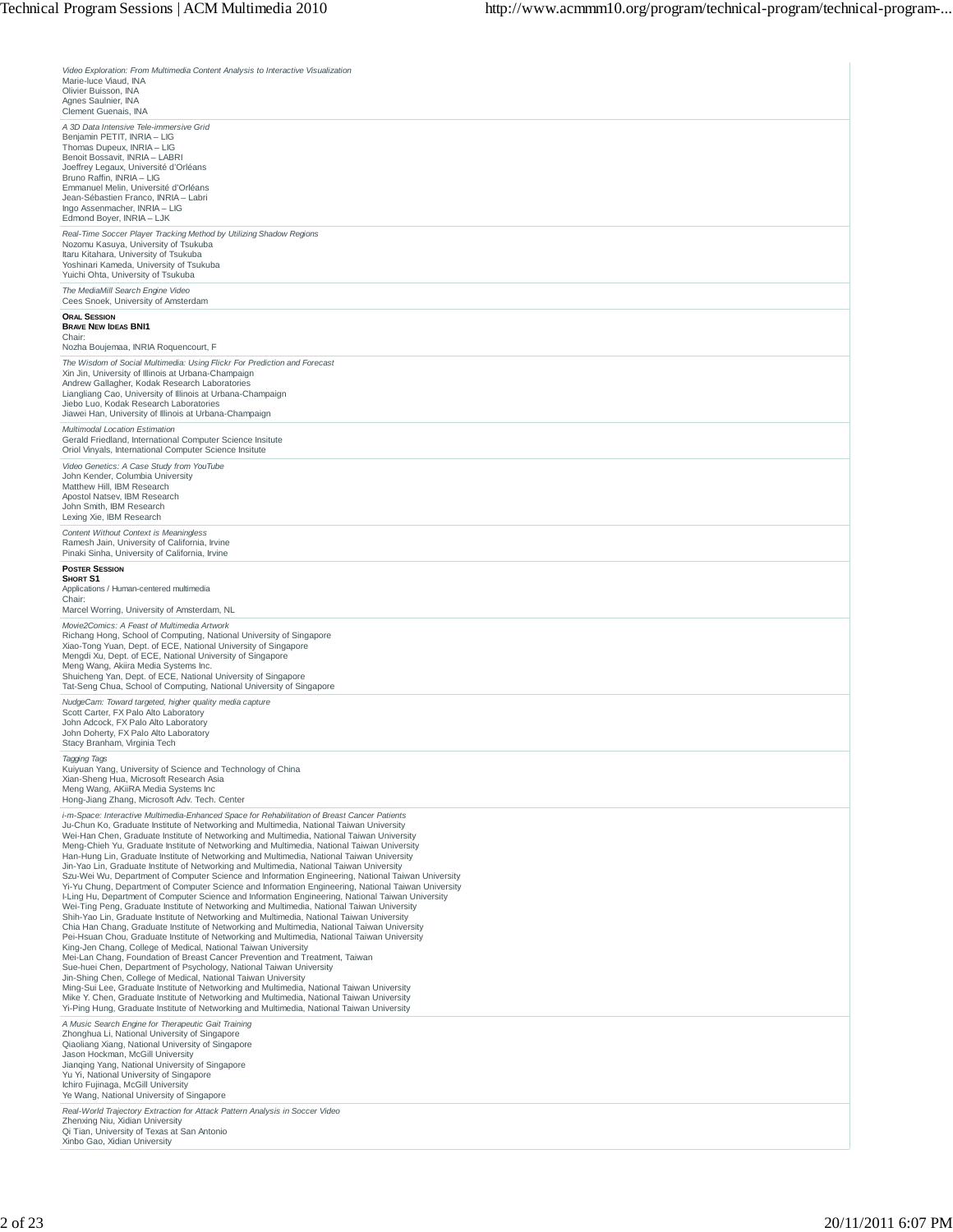*Video Exploration: From Multimedia Content Analysis to Interactive Visualization*
Marie-luce Viaud, INA
Olivier Buisson, INA
Agnes Saulnier, INA
Clement Guenais, INA

*A 3D Data Intensive Tele-immersive Grid*
Benjamin PETIT, INRIA – LIG
Thomas Dupeux, INRIA – LIG
Benoit Bossavit, INRIA – LABRI
Joeffrey Legaux, Université d'Orléans
Bruno Raffin, INRIA – LIG
Emmanuel Melin, Université d'Orléans
Jean-Sébastien Franco, INRIA – Labri
Ingo Assenmacher, INRIA – LIG
Edmond Boyer, INRIA – LJK

*Real-Time Soccer Player Tracking Method by Utilizing Shadow Regions*
Nozomu Kasuya, University of Tsukuba
Itaru Kitahara, University of Tsukuba
Yoshinari Kameda, University of Tsukuba
Yuichi Ohta, University of Tsukuba

*The MediaMill Search Engine Video*
Cees Snoek, University of Amsterdam

**Oral Session**
**Brave New Ideas BNI1**
Chair:
Nozha Boujemaa, INRIA Roquencourt, F

*The Wisdom of Social Multimedia: Using Flickr For Prediction and Forecast*
Xin Jin, University of Illinois at Urbana-Champaign
Andrew Gallagher, Kodak Research Laboratories
Liangliang Cao, University of Illinois at Urbana-Champaign
Jiebo Luo, Kodak Research Laboratories
Jiawei Han, University of Illinois at Urbana-Champaign

*Multimodal Location Estimation*
Gerald Friedland, International Computer Science Insitute
Oriol Vinyals, International Computer Science Insitute

*Video Genetics: A Case Study from YouTube*
John Kender, Columbia University
Matthew Hill, IBM Research
Apostol Natsev, IBM Research
John Smith, IBM Research
Lexing Xie, IBM Research

*Content Without Context is Meaningless*
Ramesh Jain, University of California, Irvine
Pinaki Sinha, University of California, Irvine

**Poster Session**
**Short S1**
Applications / Human-centered multimedia
Chair:
Marcel Worring, University of Amsterdam, NL

*Movie2Comics: A Feast of Multimedia Artwork*
Richang Hong, School of Computing, National University of Singapore
Xiao-Tong Yuan, Dept. of ECE, National University of Singapore
Mengdi Xu, Dept. of ECE, National University of Singapore
Meng Wang, Akiira Media Systems Inc.
Shuicheng Yan, Dept. of ECE, National University of Singapore
Tat-Seng Chua, School of Computing, National University of Singapore

*NudgeCam: Toward targeted, higher quality media capture*
Scott Carter, FX Palo Alto Laboratory
John Adcock, FX Palo Alto Laboratory
John Doherty, FX Palo Alto Laboratory
Stacy Branham, Virginia Tech

*Tagging Tags*
Kuiyuan Yang, University of Science and Technology of China
Xian-Sheng Hua, Microsoft Research Asia
Meng Wang, AKiiRA Media Systems Inc
Hong-Jiang Zhang, Microsoft Adv. Tech. Center

*i-m-Space: Interactive Multimedia-Enhanced Space for Rehabilitation of Breast Cancer Patients*
Ju-Chun Ko, Graduate Institute of Networking and Multimedia, National Taiwan University
Wei-Han Chen, Graduate Institute of Networking and Multimedia, National Taiwan University
Meng-Chieh Yu, Graduate Institute of Networking and Multimedia, National Taiwan University
Han-Hung Lin, Graduate Institute of Networking and Multimedia, National Taiwan University
Jin-Yao Lin, Graduate Institute of Networking and Multimedia, National Taiwan University
Szu-Wei Wu, Department of Computer Science and Information Engineering, National Taiwan University
Yi-Yu Chung, Department of Computer Science and Information Engineering, National Taiwan University
I-Ling Hu, Department of Computer Science and Information Engineering, National Taiwan University
Wei-Ting Peng, Graduate Institute of Networking and Multimedia, National Taiwan University
Shih-Yao Lin, Graduate Institute of Networking and Multimedia, National Taiwan University
Chia Han Chang, Graduate Institute of Networking and Multimedia, National Taiwan University
Pei-Hsuan Chou, Graduate Institute of Networking and Multimedia, National Taiwan University
King-Jen Chang, College of Medical, National Taiwan University
Mei-Lan Chang, Foundation of Breast Cancer Prevention and Treatment, Taiwan
Sue-huei Chen, Department of Psychology, National Taiwan University
Jin-Shing Chen, College of Medical, National Taiwan University
Ming-Sui Lee, Graduate Institute of Networking and Multimedia, National Taiwan University
Mike Y. Chen, Graduate Institute of Networking and Multimedia, National Taiwan University
Yi-Ping Hung, Graduate Institute of Networking and Multimedia, National Taiwan University

*A Music Search Engine for Therapeutic Gait Training*
Zhonghua Li, National University of Singapore
Qiaoliang Xiang, National University of Singapore
Jason Hockman, McGill University
Jianqing Yang, National University of Singapore
Yu Yi, National University of Singapore
Ichiro Fujinaga, McGill University
Ye Wang, National University of Singapore

*Real-World Trajectory Extraction for Attack Pattern Analysis in Soccer Video*
Zhenxing Niu, Xidian University
Qi Tian, University of Texas at San Antonio
Xinbo Gao, Xidian University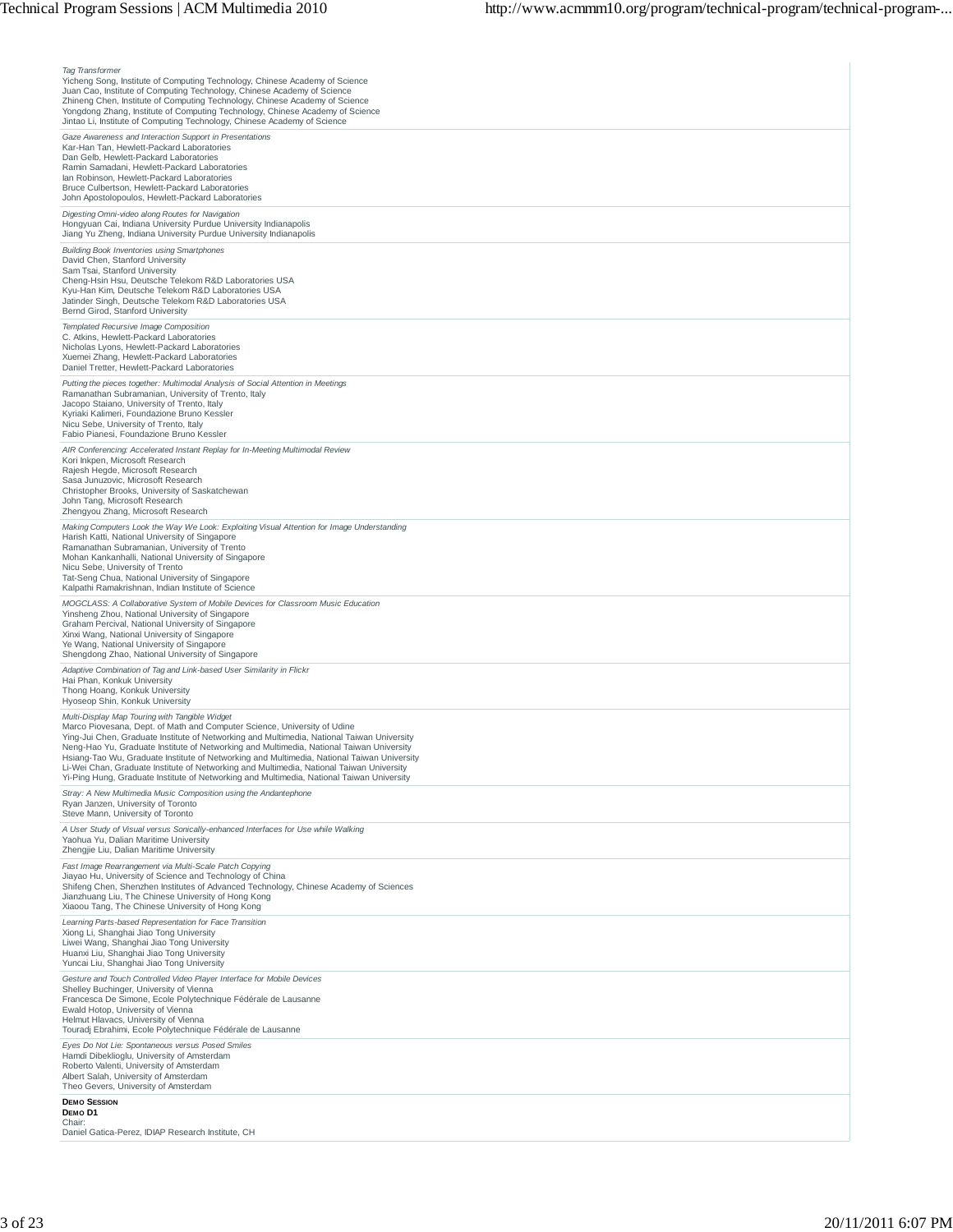*Tag Transformer*
Yicheng Song, Institute of Computing Technology, Chinese Academy of Science
Juan Cao, Institute of Computing Technology, Chinese Academy of Science
Zhineng Chen, Institute of Computing Technology, Chinese Academy of Science
Yongdong Zhang, Institute of Computing Technology, Chinese Academy of Science
Jintao Li, Institute of Computing Technology, Chinese Academy of Science

*Gaze Awareness and Interaction Support in Presentations*
Kar-Han Tan, Hewlett-Packard Laboratories
Dan Gelb, Hewlett-Packard Laboratories
Ramin Samadani, Hewlett-Packard Laboratories
Ian Robinson, Hewlett-Packard Laboratories
Bruce Culbertson, Hewlett-Packard Laboratories
John Apostolopoulos, Hewlett-Packard Laboratories

*Digesting Omni-video along Routes for Navigation*
Hongyuan Cai, Indiana University Purdue University Indianapolis
Jiang Yu Zheng, Indiana University Purdue University Indianapolis

*Building Book Inventories using Smartphones*
David Chen, Stanford University
Sam Tsai, Stanford University
Cheng-Hsin Hsu, Deutsche Telekom R&D Laboratories USA
Kyu-Han Kim, Deutsche Telekom R&D Laboratories USA
Jatinder Singh, Deutsche Telekom R&D Laboratories USA
Bernd Girod, Stanford University

*Templated Recursive Image Composition*
C. Atkins, Hewlett-Packard Laboratories
Nicholas Lyons, Hewlett-Packard Laboratories
Xuemei Zhang, Hewlett-Packard Laboratories
Daniel Tretter, Hewlett-Packard Laboratories

*Putting the pieces together: Multimodal Analysis of Social Attention in Meetings*
Ramanathan Subramanian, University of Trento, Italy
Jacopo Staiano, University of Trento, Italy
Kyriaki Kalimeri, Foundazione Bruno Kessler
Nicu Sebe, University of Trento, Italy
Fabio Pianesi, Foundazione Bruno Kessler

*AIR Conferencing: Accelerated Instant Replay for In-Meeting Multimodal Review*
Kori Inkpen, Microsoft Research
Rajesh Hegde, Microsoft Research
Sasa Junuzovic, Microsoft Research
Christopher Brooks, University of Saskatchewan
John Tang, Microsoft Research
Zhengyou Zhang, Microsoft Research

*Making Computers Look the Way We Look: Exploiting Visual Attention for Image Understanding*
Harish Katti, National University of Singapore
Ramanathan Subramanian, University of Trento
Mohan Kankanhalli, National University of Singapore
Nicu Sebe, University of Trento
Tat-Seng Chua, National University of Singapore
Kalpathi Ramakrishnan, Indian Institute of Science

*MOGCLASS: A Collaborative System of Mobile Devices for Classroom Music Education*
Yinsheng Zhou, National University of Singapore
Graham Percival, National University of Singapore
Xinxi Wang, National University of Singapore
Ye Wang, National University of Singapore
Shengdong Zhao, National University of Singapore

*Adaptive Combination of Tag and Link-based User Similarity in Flickr*
Hai Phan, Konkuk University
Thong Hoang, Konkuk University
Hyoseop Shin, Konkuk University

*Multi-Display Map Touring with Tangible Widget*
Marco Piovesana, Dept. of Math and Computer Science, University of Udine
Ying-Jui Chen, Graduate Institute of Networking and Multimedia, National Taiwan University
Neng-Hao Yu, Graduate Institute of Networking and Multimedia, National Taiwan University
Hsiang-Tao Wu, Graduate Institute of Networking and Multimedia, National Taiwan University
Li-Wei Chan, Graduate Institute of Networking and Multimedia, National Taiwan University
Yi-Ping Hung, Graduate Institute of Networking and Multimedia, National Taiwan University

*Stray: A New Multimedia Music Composition using the Andantephone*
Ryan Janzen, University of Toronto
Steve Mann, University of Toronto

*A User Study of Visual versus Sonically-enhanced Interfaces for Use while Walking*
Yaohua Yu, Dalian Maritime University
Zhengjie Liu, Dalian Maritime University

*Fast Image Rearrangement via Multi-Scale Patch Copying*
Jiayao Hu, University of Science and Technology of China
Shifeng Chen, Shenzhen Institutes of Advanced Technology, Chinese Academy of Sciences
Jianzhuang Liu, The Chinese University of Hong Kong
Xiaoou Tang, The Chinese University of Hong Kong

*Learning Parts-based Representation for Face Transition*
Xiong Li, Shanghai Jiao Tong University
Liwei Wang, Shanghai Jiao Tong University
Huanxi Liu, Shanghai Jiao Tong University
Yuncai Liu, Shanghai Jiao Tong University

*Gesture and Touch Controlled Video Player Interface for Mobile Devices*
Shelley Buchinger, University of Vienna
Francesca De Simone, Ecole Polytechnique Fédérale de Lausanne
Ewald Hotop, University of Vienna
Helmut Hlavacs, University of Vienna
Touradj Ebrahimi, Ecole Polytechnique Fédérale de Lausanne

*Eyes Do Not Lie: Spontaneous versus Posed Smiles*
Hamdi Dibeklioglu, University of Amsterdam
Roberto Valenti, University of Amsterdam
Albert Salah, University of Amsterdam
Theo Gevers, University of Amsterdam

**DEMO SESSION**
**DEMO D1**
Chair:
Daniel Gatica-Perez, IDIAP Research Institute, CH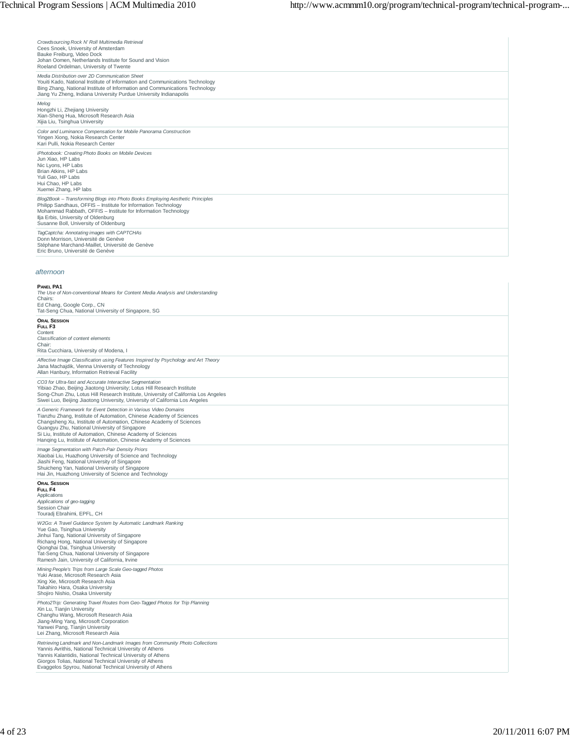*Crowdsourcing Rock N' Roll Multimedia Retrieval*
Cees Snoek, University of Amsterdam
Bauke Freiburg, Video Dock
Johan Oomen, Netherlands Institute for Sound and Vision
Roeland Ordelman, University of Twente

*Media Distribution over 2D Communication Sheet*
Youiti Kado, National Institute of Information and Communications Technology
Bing Zhang, National Institute of Information and Communications Technology
Jiang Yu Zheng, Indiana University Purdue University Indianapolis

*Melog*
Hongzhi Li, Zhejiang University
Xian-Sheng Hua, Microsoft Research Asia
Xijia Liu, Tsinghua University

*Color and Luminance Compensation for Mobile Panorama Construction*
Yingen Xiong, Nokia Research Center
Kari Pulli, Nokia Research Center

*iPhotobook: Creating Photo Books on Mobile Devices*
Jun Xiao, HP Labs
Nic Lyons, HP Labs
Brian Atkins, HP Labs
Yuli Gao, HP Labs
Hui Chao, HP Labs
Xuemei Zhang, HP labs

*Blog2Book – Transforming Blogs into Photo Books Employing Aesthetic Principles*
Philipp Sandhaus, OFFIS – Institute for Information Technology
Mohammad Rabbath, OFFIS – Institute for Information Technology
Ilja Erbis, University of Oldenburg
Susanne Boll, University of Oldenburg

*TagCaptcha: Annotating images with CAPTCHAs*
Donn Morrison, Université de Genève
Stéphane Marchand-Maillet, Université de Genève
Eric Bruno, Université de Genève

## *afternoon*

**PANEL PA1**
*The Use of Non-conventional Means for Content Media Analysis and Understanding*
Chairs:
Ed Chang, Google Corp., CN
Tat-Seng Chua, National University of Singapore, SG

**ORAL SESSION**
**FULL F3**
Content
*Classification of content elements*
Chair:
Rita Cucchiara, University of Modena, I

*Affective Image Classification using Features Inspired by Psychology and Art Theory*
Jana Machajdik, Vienna University of Technology
Allan Hanbury, Information Retrieval Facility

*CO3 for Ultra-fast and Accurate Interactive Segmentation*
Yibiao Zhao, Beijing Jiaotong University; Lotus Hill Research Institute
Song-Chun Zhu, Lotus Hill Research Institute, University of California Los Angeles
Siwei Luo, Beijing Jiaotong University, University of California Los Angeles

*A Generic Framework for Event Detection in Various Video Domains*
Tianzhu Zhang, Institute of Automation, Chinese Academy of Sciences
Changsheng Xu, Institute of Automation, Chinese Academy of Sciences
Guangyu Zhu, National University of Singapore
Si Liu, Institute of Automation, Chinese Academy of Sciences
Hanqing Lu, Institute of Automation, Chinese Academy of Sciences

*Image Segmentation with Patch-Pair Density Priors*
Xiaobai Liu, Huazhong University of Science and Technology
Jiashi Feng, National University of Singapore
Shuicheng Yan, National University of Singapore
Hai Jin, Huazhong University of Science and Technology

**ORAL SESSION**
**FULL F4**
Applications
*Applications of geo-tagging*
Session Chair
Touradj Ebrahimi, EPFL, CH

*W2Go: A Travel Guidance System by Automatic Landmark Ranking*
Yue Gao, Tsinghua University
Jinhui Tang, National University of Singapore
Richang Hong, National University of Singapore
Qionghai Dai, Tsinghua University
Tat-Seng Chua, National University of Singapore
Ramesh Jain, University of California, Irvine

*Mining People's Trips from Large Scale Geo-tagged Photos*
Yuki Arase, Microsoft Research Asia
Xing Xie, Microsoft Research Asia
Takahiro Hara, Osaka University
Shojiro Nishio, Osaka University

*Photo2Trip: Generating Travel Routes from Geo-Tagged Photos for Trip Planning*
Xin Lu, Tianjin University
Changhu Wang, Microsoft Research Asia
Jiang-Ming Yang, Microsoft Corporation
Yanwei Pang, Tianjin University
Lei Zhang, Microsoft Research Asia

*Retrieving Landmark and Non-Landmark Images from Community Photo Collections*
Yannis Avrithis, National Technical University of Athens
Yannis Kalantidis, National Technical University of Athens
Giorgos Tolias, National Technical University of Athens
Evaggelos Spyrou, National Technical University of Athens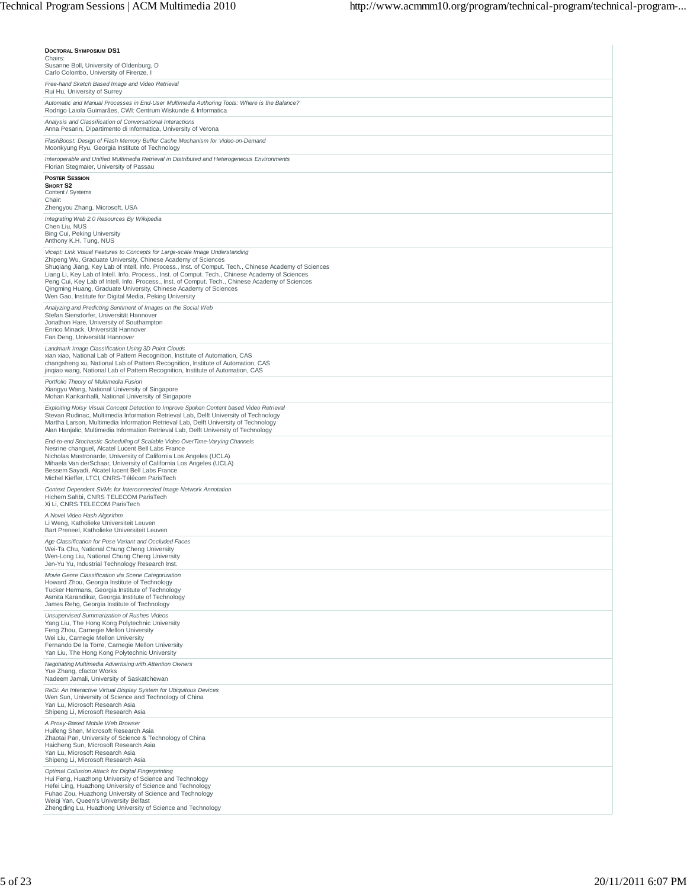**Doctoral Symposium DS1**
Chairs:
Susanne Boll, University of Oldenburg, D
Carlo Colombo, University of Firenze, I

*Free-hand Sketch Based Image and Video Retrieval*
Rui Hu, University of Surrey

*Automatic and Manual Processes in End-User Multimedia Authoring Tools: Where is the Balance?*
Rodrigo Laiola Guimarães, CWI: Centrum Wiskunde & Informatica

*Analysis and Classification of Conversational Interactions*
Anna Pesarin, Dipartimento di Informatica, University of Verona

*FlashBoost: Design of Flash Memory Buffer Cache Mechanism for Video-on-Demand*
Moonkyung Ryu, Georgia Institute of Technology

*Interoperable and Unified Multimedia Retrieval in Distributed and Heterogeneous Environments*
Florian Stegmaier, University of Passau

**Poster Session**
**Short S2**
Content / Systems
Chair:
Zhengyou Zhang, Microsoft, USA

*Integrating Web 2.0 Resources By Wikipedia*
Chen Liu, NUS
Bing Cui, Peking University
Anthony K.H. Tung, NUS

*Vicept: Link Visual Features to Concepts for Large-scale Image Understanding*
Zhipeng Wu, Graduate University, Chinese Academy of Sciences
Shuqiang Jiang, Key Lab of Intell. Info. Process., Inst. of Comput. Tech., Chinese Academy of Sciences
Liang Li, Key Lab of Intell. Info. Process., Inst. of Comput. Tech., Chinese Academy of Sciences
Peng Cui, Key Lab of Intell. Info. Process., Inst. of Comput. Tech., Chinese Academy of Sciences
Qingming Huang, Graduate University, Chinese Academy of Sciences
Wen Gao, Institute for Digital Media, Peking University

*Analyzing and Predicting Sentiment of Images on the Social Web*
Stefan Siersdorfer, Universität Hannover
Jonathon Hare, University of Southampton
Enrico Minack, Universität Hannover
Fan Deng, Universität Hannover

*Landmark Image Classification Using 3D Point Clouds*
xian xiao, National Lab of Pattern Recognition, Institute of Automation, CAS
changsheng xu, National Lab of Pattern Recognition, Institute of Automation, CAS
jinqiao wang, National Lab of Pattern Recognition, Institute of Automation, CAS

*Portfolio Theory of Multimedia Fusion*
Xiangyu Wang, National University of Singapore
Mohan Kankanhalli, National University of Singapore

*Exploiting Noisy Visual Concept Detection to Improve Spoken Content based Video Retrieval*
Stevan Rudinac, Multimedia Information Retrieval Lab, Delft University of Technology
Martha Larson, Multimedia Information Retrieval Lab, Delft University of Technology
Alan Hanjalic, Multimedia Information Retrieval Lab, Delft University of Technology

*End-to-end Stochastic Scheduling of Scalable Video OverTime-Varying Channels*
Nesrine changuel, Alcatel Lucent Bell Labs France
Nicholas Mastronarde, University of California Los Angeles (UCLA)
Mihaela Van derSchaar, University of California Los Angeles (UCLA)
Bessem Sayadi, Alcatel lucent Bell Labs France
Michel Kieffer, LTCI, CNRS-Télécom ParisTech

*Context Dependent SVMs for Interconnected Image Network Annotation*
Hichem Sahbi, CNRS TELECOM ParisTech
Xi Li, CNRS TELECOM ParisTech

*A Novel Video Hash Algorithm*
Li Weng, Katholieke Universiteit Leuven
Bart Preneel, Katholieke Universiteit Leuven

*Age Classification for Pose Variant and Occluded Faces*
Wei-Ta Chu, National Chung Cheng University
Wen-Long Liu, National Chung Cheng University
Jen-Yu Yu, Industrial Technology Research Inst.

*Movie Genre Classification via Scene Categorization*
Howard Zhou, Georgia Institute of Technology
Tucker Hermans, Georgia Institute of Technology
Asmita Karandikar, Georgia Institute of Technology
James Rehg, Georgia Institute of Technology

*Unsupervised Summarization of Rushes Videos*
Yang Liu, The Hong Kong Polytechnic University
Feng Zhou, Carnegie Mellon University
Wei Liu, Carnegie Mellon University
Fernando De la Torre, Carnegie Mellon University
Yan Liu, The Hong Kong Polytechnic University

*Negotiating Multimedia Advertising with Attention Owners*
Yue Zhang, cfactor Works
Nadeem Jamali, University of Saskatchewan

*ReDi: An Interactive Virtual Display System for Ubiquitous Devices*
Wen Sun, University of Science and Technology of China
Yan Lu, Microsoft Research Asia
Shipeng Li, Microsoft Research Asia

*A Proxy-Based Mobile Web Browser*
Huifeng Shen, Microsoft Research Asia
Zhaotai Pan, University of Science & Technology of China
Haicheng Sun, Microsoft Research Asia
Yan Lu, Microsoft Research Asia
Shipeng Li, Microsoft Research Asia

*Optimal Collusion Attack for Digital Fingerprinting*
Hui Feng, Huazhong University of Science and Technology
Hefei Ling, Huazhong University of Science and Technology
Fuhao Zou, Huazhong University of Science and Technology
Weiqi Yan, Queen's University Belfast
Zhengding Lu, Huazhong University of Science and Technology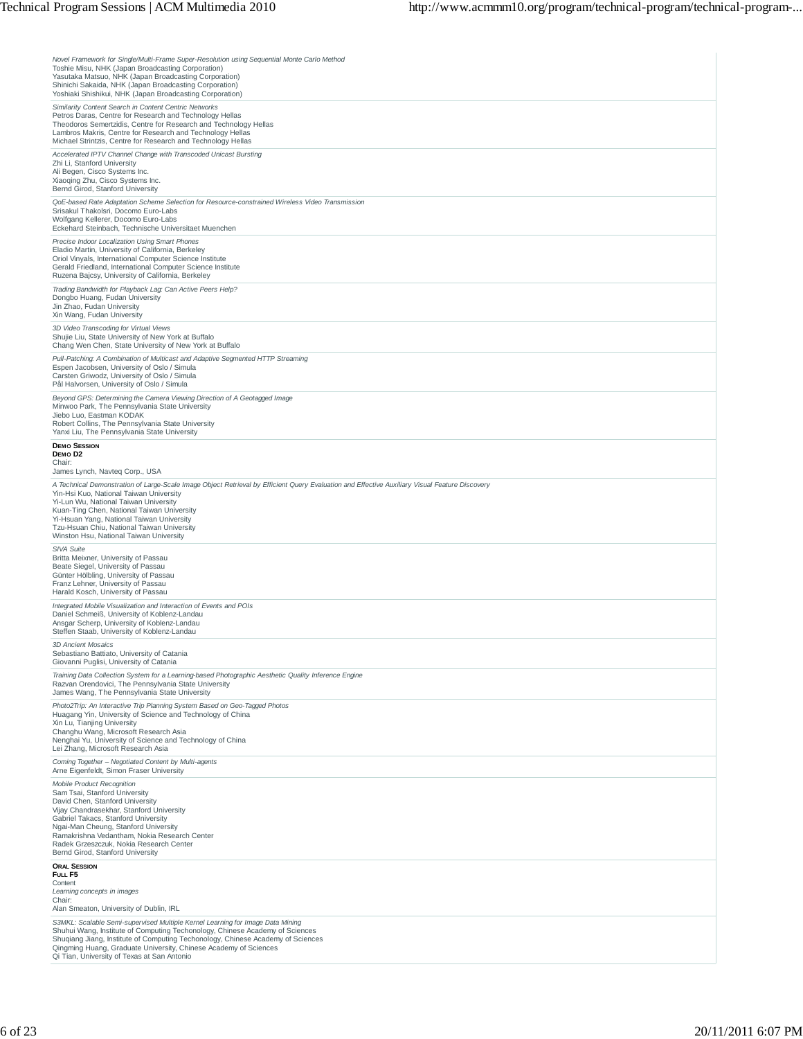*Novel Framework for Single/Multi-Frame Super-Resolution using Sequential Monte Carlo Method*
Toshie Misu, NHK (Japan Broadcasting Corporation)
Yasutaka Matsuo, NHK (Japan Broadcasting Corporation)
Shinichi Sakaida, NHK (Japan Broadcasting Corporation)
Yoshiaki Shishikui, NHK (Japan Broadcasting Corporation)

*Similarity Content Search in Content Centric Networks*
Petros Daras, Centre for Research and Technology Hellas
Theodoros Semertzidis, Centre for Research and Technology Hellas
Lambros Makris, Centre for Research and Technology Hellas
Michael Strintzis, Centre for Research and Technology Hellas

*Accelerated IPTV Channel Change with Transcoded Unicast Bursting*
Zhi Li, Stanford University
Ali Begen, Cisco Systems Inc.
Xiaoqing Zhu, Cisco Systems Inc.
Bernd Girod, Stanford University

*QoE-based Rate Adaptation Scheme Selection for Resource-constrained Wireless Video Transmission*
Srisakul Thakolsri, Docomo Euro-Labs
Wolfgang Kellerer, Docomo Euro-Labs
Eckehard Steinbach, Technische Universitaet Muenchen

*Precise Indoor Localization Using Smart Phones*
Eladio Martin, University of California, Berkeley
Oriol Vinyals, International Computer Science Institute
Gerald Friedland, International Computer Science Institute
Ruzena Bajcsy, University of California, Berkeley

*Trading Bandwidth for Playback Lag: Can Active Peers Help?*
Dongbo Huang, Fudan University
Jin Zhao, Fudan University
Xin Wang, Fudan University

*3D Video Transcoding for Virtual Views*
Shujie Liu, State University of New York at Buffalo
Chang Wen Chen, State University of New York at Buffalo

*Pull-Patching: A Combination of Multicast and Adaptive Segmented HTTP Streaming*
Espen Jacobsen, University of Oslo / Simula
Carsten Griwodz, University of Oslo / Simula
Pål Halvorsen, University of Oslo / Simula

*Beyond GPS: Determining the Camera Viewing Direction of A Geotagged Image*
Minwoo Park, The Pennsylvania State University
Jiebo Luo, Eastman KODAK
Robert Collins, The Pennsylvania State University
Yanxi Liu, The Pennsylvania State University

**Demo Session**
**Demo D2**
Chair:
James Lynch, Navteq Corp., USA

*A Technical Demonstration of Large-Scale Image Object Retrieval by Efficient Query Evaluation and Effective Auxiliary Visual Feature Discovery*
Yin-Hsi Kuo, National Taiwan University
Yi-Lun Wu, National Taiwan University
Kuan-Ting Chen, National Taiwan University
Yi-Hsuan Yang, National Taiwan University
Tzu-Hsuan Chiu, National Taiwan University
Winston Hsu, National Taiwan University

*SIVA Suite*
Britta Meixner, University of Passau
Beate Siegel, University of Passau
Günter Hölbling, University of Passau
Franz Lehner, University of Passau
Harald Kosch, University of Passau

*Integrated Mobile Visualization and Interaction of Events and POIs*
Daniel Schmeiß, University of Koblenz-Landau
Ansgar Scherp, University of Koblenz-Landau
Steffen Staab, University of Koblenz-Landau

*3D Ancient Mosaics*
Sebastiano Battiato, University of Catania
Giovanni Puglisi, University of Catania

*Training Data Collection System for a Learning-based Photographic Aesthetic Quality Inference Engine*
Razvan Orendovici, The Pennsylvania State University
James Wang, The Pennsylvania State University

*Photo2Trip: An Interactive Trip Planning System Based on Geo-Tagged Photos*
Huagang Yin, University of Science and Technology of China
Xin Lu, Tianjing University
Changhu Wang, Microsoft Research Asia
Nenghai Yu, University of Science and Technology of China
Lei Zhang, Microsoft Research Asia

*Coming Together – Negotiated Content by Multi-agents*
Arne Eigenfeldt, Simon Fraser University

*Mobile Product Recognition*
Sam Tsai, Stanford University
David Chen, Stanford University
Vijay Chandrasekhar, Stanford University
Gabriel Takacs, Stanford University
Ngai-Man Cheung, Stanford University
Ramakrishna Vedantham, Nokia Research Center
Radek Grzeszczuk, Nokia Research Center
Bernd Girod, Stanford University

**Oral Session**
**Full F5**
Content
*Learning concepts in images*
Chair:
Alan Smeaton, University of Dublin, IRL

*S3MKL: Scalable Semi-supervised Multiple Kernel Learning for Image Data Mining*
Shuhui Wang, Institute of Computing Techonology, Chinese Academy of Sciences
Shuqiang Jiang, Institute of Computing Techonology, Chinese Academy of Sciences
Qingming Huang, Graduate University, Chinese Academy of Sciences
Qi Tian, University of Texas at San Antonio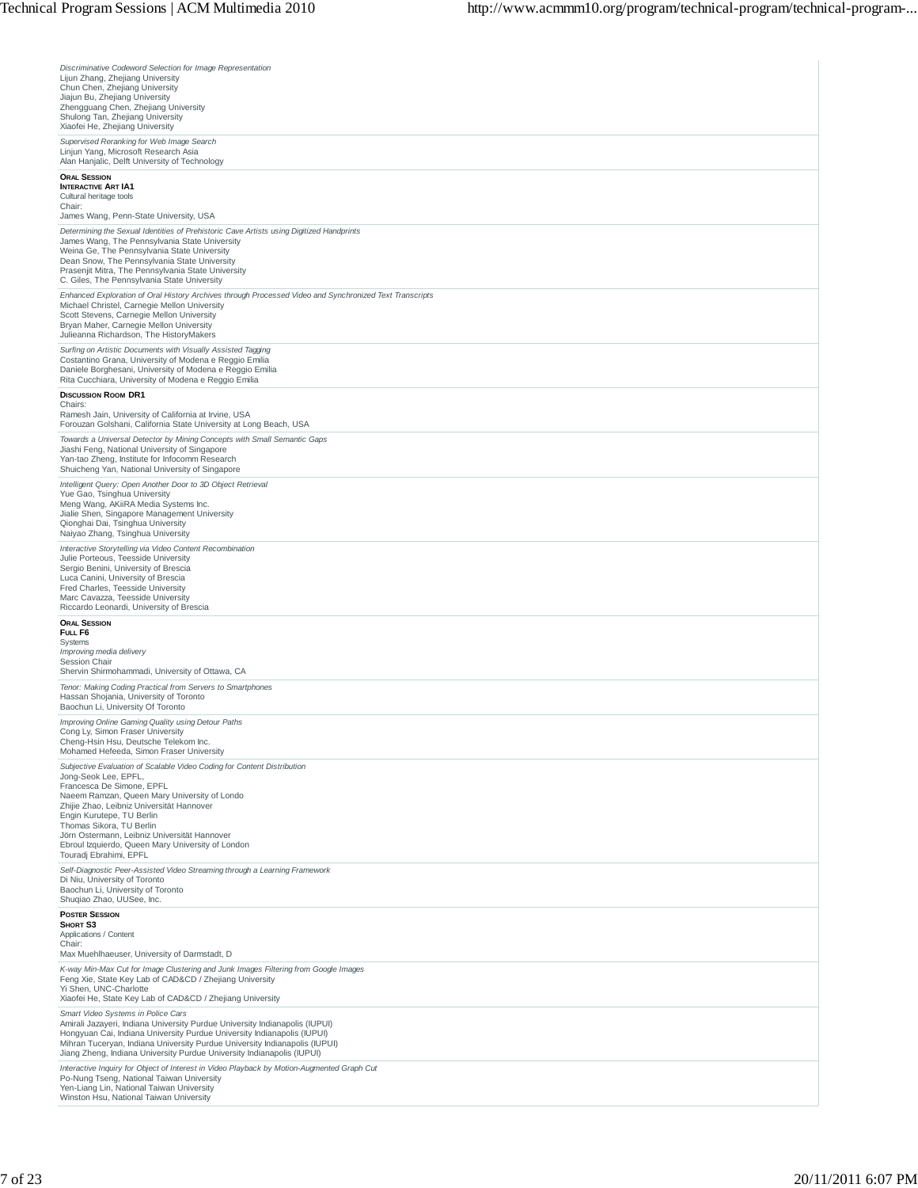*Discriminative Codeword Selection for Image Representation*
Lijun Zhang, Zhejiang University
Chun Chen, Zhejiang University
Jiajun Bu, Zhejiang University
Zhengguang Chen, Zhejiang University
Shulong Tan, Zhejiang University
Xiaofei He, Zhejiang University

*Supervised Reranking for Web Image Search*
Linjun Yang, Microsoft Research Asia
Alan Hanjalic, Delft University of Technology

**ORAL SESSION**
**INTERACTIVE ART IA1**
Cultural heritage tools
Chair:
James Wang, Penn-State University, USA

*Determining the Sexual Identities of Prehistoric Cave Artists using Digitized Handprints*
James Wang, The Pennsylvania State University
Weina Ge, The Pennsylvania State University
Dean Snow, The Pennsylvania State University
Prasenjit Mitra, The Pennsylvania State University
C. Giles, The Pennsylvania State University

*Enhanced Exploration of Oral History Archives through Processed Video and Synchronized Text Transcripts*
Michael Christel, Carnegie Mellon University
Scott Stevens, Carnegie Mellon University
Bryan Maher, Carnegie Mellon University
Julieanna Richardson, The HistoryMakers

*Surfing on Artistic Documents with Visually Assisted Tagging*
Costantino Grana, University of Modena e Reggio Emilia
Daniele Borghesani, University of Modena e Reggio Emilia
Rita Cucchiara, University of Modena e Reggio Emilia

**DISCUSSION ROOM DR1**
Chairs:
Ramesh Jain, University of California at Irvine, USA
Forouzan Golshani, California State University at Long Beach, USA

*Towards a Universal Detector by Mining Concepts with Small Semantic Gaps*
Jiashi Feng, National University of Singapore
Yan-tao Zheng, Institute for Infocomm Research
Shuicheng Yan, National University of Singapore

*Intelligent Query: Open Another Door to 3D Object Retrieval*
Yue Gao, Tsinghua University
Meng Wang, AKiiRA Media Systems Inc.
Jialie Shen, Singapore Management University
Qionghai Dai, Tsinghua University
Naiyao Zhang, Tsinghua University

*Interactive Storytelling via Video Content Recombination*
Julie Porteous, Teesside University
Sergio Benini, University of Brescia
Luca Canini, University of Brescia
Fred Charles, Teesside University
Marc Cavazza, Teesside University
Riccardo Leonardi, University of Brescia

**ORAL SESSION**
**FULL F6**
Systems
*Improving media delivery*
Session Chair
Shervin Shirmohammadi, University of Ottawa, CA

*Tenor: Making Coding Practical from Servers to Smartphones*
Hassan Shojania, University of Toronto
Baochun Li, University Of Toronto

*Improving Online Gaming Quality using Detour Paths*
Cong Ly, Simon Fraser University
Cheng-Hsin Hsu, Deutsche Telekom Inc.
Mohamed Hefeeda, Simon Fraser University

*Subjective Evaluation of Scalable Video Coding for Content Distribution*
Jong-Seok Lee, EPFL,
Francesca De Simone, EPFL
Naeem Ramzan, Queen Mary University of Londo
Zhijie Zhao, Leibniz Universität Hannover
Engin Kurutepe, TU Berlin
Thomas Sikora, TU Berlin
Jörn Ostermann, Leibniz Universität Hannover
Ebroul Izquierdo, Queen Mary University of London
Touradj Ebrahimi, EPFL

*Self-Diagnostic Peer-Assisted Video Streaming through a Learning Framework*
Di Niu, University of Toronto
Baochun Li, University of Toronto
Shuqiao Zhao, UUSee, Inc.

**POSTER SESSION**
**SHORT S3**
Applications / Content
Chair:
Max Muehlhaeuser, University of Darmstadt, D

*K-way Min-Max Cut for Image Clustering and Junk Images Filtering from Google Images*
Feng Xie, State Key Lab of CAD&CD / Zhejiang University
Yi Shen, UNC-Charlotte
Xiaofei He, State Key Lab of CAD&CD / Zhejiang University

*Smart Video Systems in Police Cars*
Amirali Jazayeri, Indiana University Purdue University Indianapolis (IUPUI)
Hongyuan Cai, Indiana University Purdue University Indianapolis (IUPUI)
Mihran Tuceryan, Indiana University Purdue University Indianapolis (IUPUI)
Jiang Zheng, Indiana University Purdue University Indianapolis (IUPUI)

*Interactive Inquiry for Object of Interest in Video Playback by Motion-Augmented Graph Cut*
Po-Nung Tseng, National Taiwan University
Yen-Liang Lin, National Taiwan University
Winston Hsu, National Taiwan University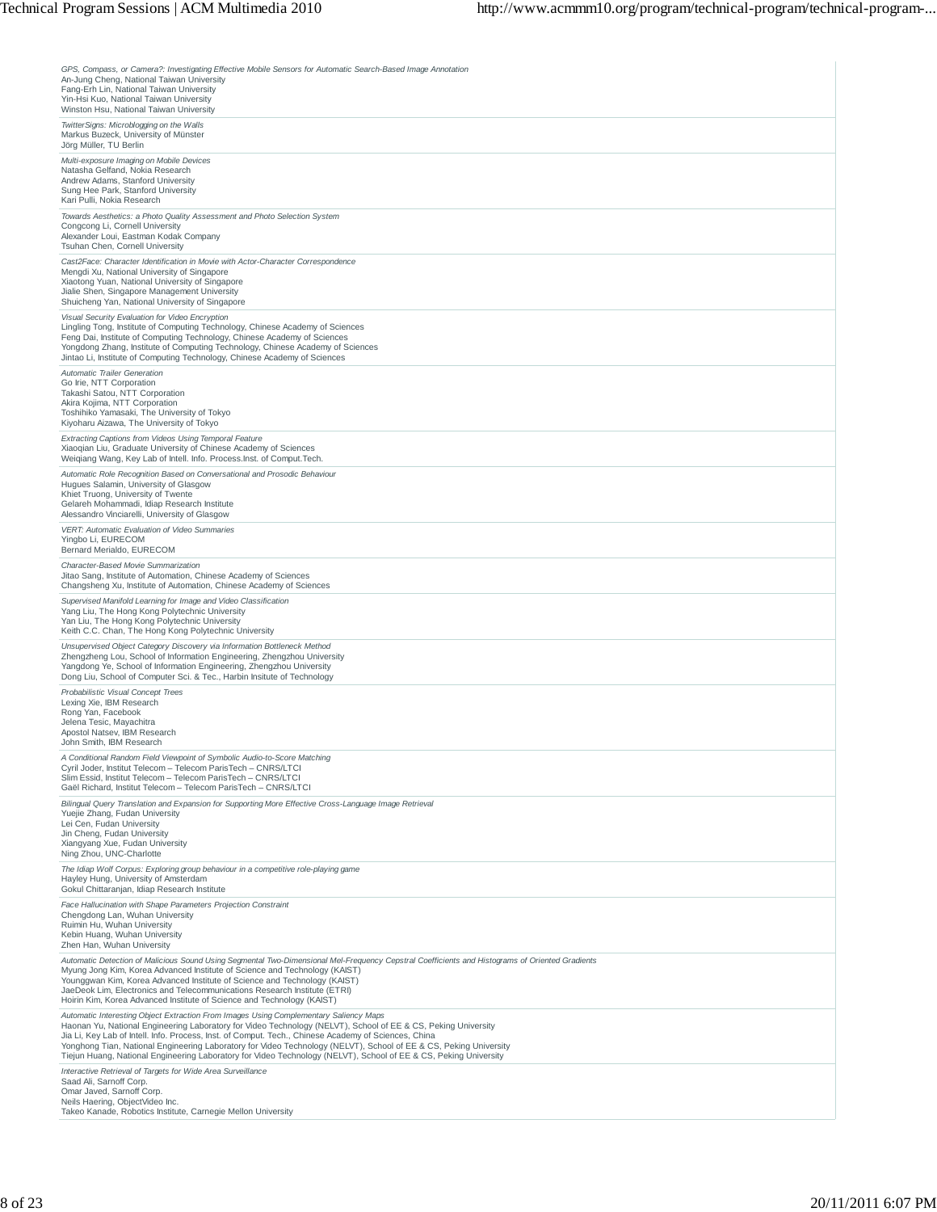*GPS, Compass, or Camera?: Investigating Effective Mobile Sensors for Automatic Search-Based Image Annotation*
An-Jung Cheng, National Taiwan University
Fang-Erh Lin, National Taiwan University
Yin-Hsi Kuo, National Taiwan University
Winston Hsu, National Taiwan University

*TwitterSigns: Microblogging on the Walls*
Markus Buzeck, University of Münster
Jörg Müller, TU Berlin

*Multi-exposure Imaging on Mobile Devices*
Natasha Gelfand, Nokia Research
Andrew Adams, Stanford University
Sung Hee Park, Stanford University
Kari Pulli, Nokia Research

*Towards Aesthetics: a Photo Quality Assessment and Photo Selection System*
Congcong Li, Cornell University
Alexander Loui, Eastman Kodak Company
Tsuhan Chen, Cornell University

*Cast2Face: Character Identification in Movie with Actor-Character Correspondence*
Mengdi Xu, National University of Singapore
Xiaotong Yuan, National University of Singapore
Jialie Shen, Singapore Management University
Shuicheng Yan, National University of Singapore

*Visual Security Evaluation for Video Encryption*
Lingling Tong, Institute of Computing Technology, Chinese Academy of Sciences
Feng Dai, Institute of Computing Technology, Chinese Academy of Sciences
Yongdong Zhang, Institute of Computing Technology, Chinese Academy of Sciences
Jintao Li, Institute of Computing Technology, Chinese Academy of Sciences

*Automatic Trailer Generation*
Go Irie, NTT Corporation
Takashi Satou, NTT Corporation
Akira Kojima, NTT Corporation
Toshihiko Yamasaki, The University of Tokyo
Kiyoharu Aizawa, The University of Tokyo

*Extracting Captions from Videos Using Temporal Feature*
Xiaoqian Liu, Graduate University of Chinese Academy of Sciences
Weiqiang Wang, Key Lab of Intell. Info. Process.Inst. of Comput.Tech.

*Automatic Role Recognition Based on Conversational and Prosodic Behaviour*
Hugues Salamin, University of Glasgow
Khiet Truong, University of Twente
Gelareh Mohammadi, Idiap Research Institute
Alessandro Vinciarelli, University of Glasgow

*VERT: Automatic Evaluation of Video Summaries*
Yingbo Li, EURECOM
Bernard Merialdo, EURECOM

*Character-Based Movie Summarization*
Jitao Sang, Institute of Automation, Chinese Academy of Sciences
Changsheng Xu, Institute of Automation, Chinese Academy of Sciences

*Supervised Manifold Learning for Image and Video Classification*
Yang Liu, The Hong Kong Polytechnic University
Yan Liu, The Hong Kong Polytechnic University
Keith C.C. Chan, The Hong Kong Polytechnic University

*Unsupervised Object Category Discovery via Information Bottleneck Method*
Zhengzheng Lou, School of Information Engineering, Zhengzhou University
Yangdong Ye, School of Information Engineering, Zhengzhou University
Dong Liu, School of Computer Sci. & Tec., Harbin Insitute of Technology

*Probabilistic Visual Concept Trees*
Lexing Xie, IBM Research
Rong Yan, Facebook
Jelena Tesic, Mayachitra
Apostol Natsev, IBM Research
John Smith, IBM Research

*A Conditional Random Field Viewpoint of Symbolic Audio-to-Score Matching*
Cyril Joder, Institut Telecom – Telecom ParisTech – CNRS/LTCI
Slim Essid, Institut Telecom – Telecom ParisTech – CNRS/LTCI
Gaël Richard, Institut Telecom – Telecom ParisTech – CNRS/LTCI

*Bilingual Query Translation and Expansion for Supporting More Effective Cross-Language Image Retrieval*
Yuejie Zhang, Fudan University
Lei Cen, Fudan University
Jin Cheng, Fudan University
Xiangyang Xue, Fudan University
Ning Zhou, UNC-Charlotte

*The Idiap Wolf Corpus: Exploring group behaviour in a competitive role-playing game*
Hayley Hung, University of Amsterdam
Gokul Chittaranjan, Idiap Research Institute

*Face Hallucination with Shape Parameters Projection Constraint*
Chengdong Lan, Wuhan University
Ruimin Hu, Wuhan University
Kebin Huang, Wuhan University
Zhen Han, Wuhan University

*Automatic Detection of Malicious Sound Using Segmental Two-Dimensional Mel-Frequency Cepstral Coefficients and Histograms of Oriented Gradients*
Myung Jong Kim, Korea Advanced Institute of Science and Technology (KAIST)
Younggwan Kim, Korea Advanced Institute of Science and Technology (KAIST)
JaeDeok Lim, Electronics and Telecommunications Research Institute (ETRI)
Hoirin Kim, Korea Advanced Institute of Science and Technology (KAIST)

*Automatic Interesting Object Extraction From Images Using Complementary Saliency Maps*
Haonan Yu, National Engineering Laboratory for Video Technology (NELVT), School of EE & CS, Peking University
Jia Li, Key Lab of Intell. Info. Process, Inst. of Comput. Tech., Chinese Academy of Sciences, China
Yonghong Tian, National Engineering Laboratory for Video Technology (NELVT), School of EE & CS, Peking University
Tiejun Huang, National Engineering Laboratory for Video Technology (NELVT), School of EE & CS, Peking University

*Interactive Retrieval of Targets for Wide Area Surveillance*
Saad Ali, Sarnoff Corp.
Omar Javed, Sarnoff Corp.
Neils Haering, ObjectVideo Inc.
Takeo Kanade, Robotics Institute, Carnegie Mellon University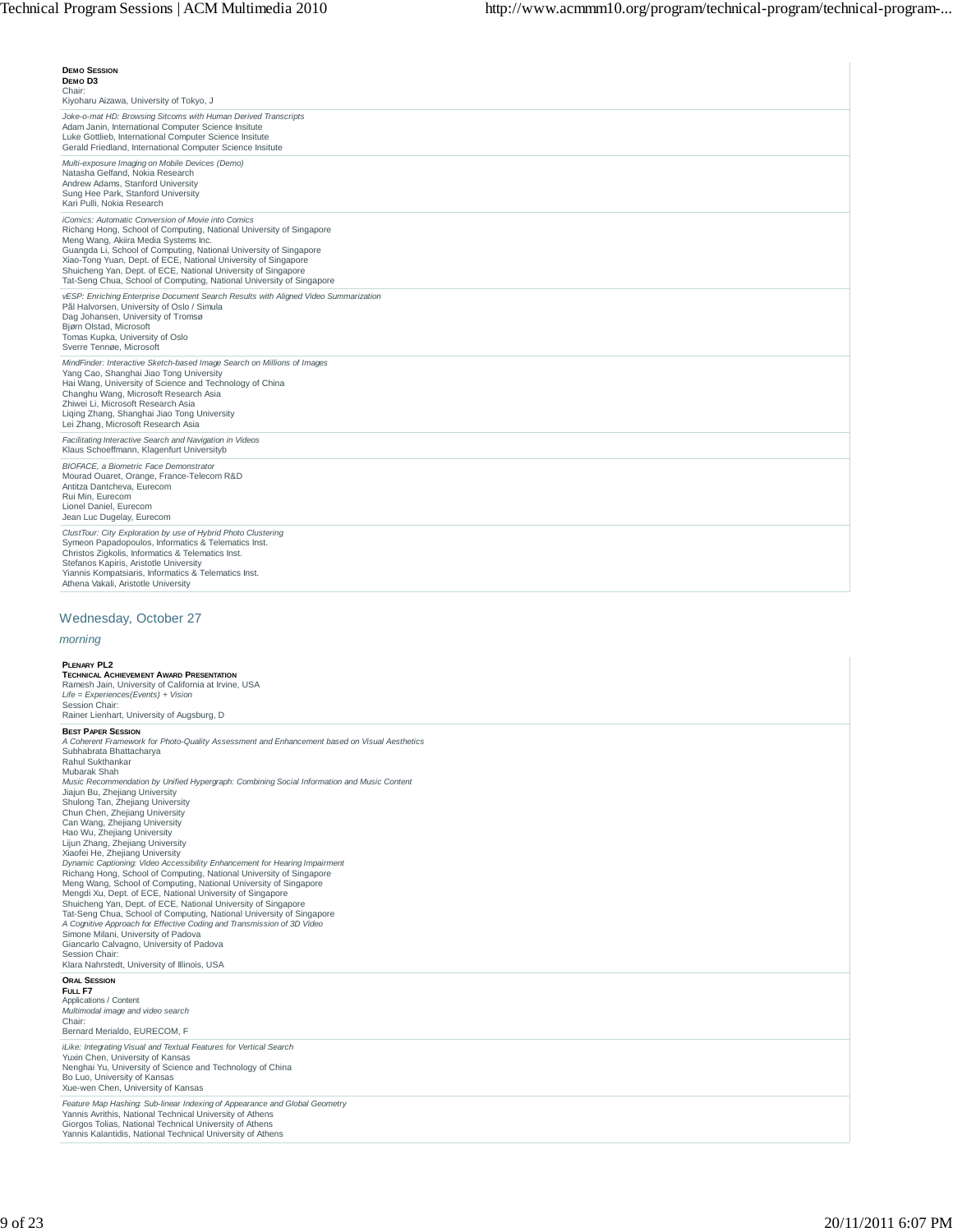**DEMO SESSION**
**DEMO D3**
Chair:
Kiyoharu Aizawa, University of Tokyo, J

*Joke-o-mat HD: Browsing Sitcoms with Human Derived Transcripts*
Adam Janin, International Computer Science Insitute
Luke Gottlieb, International Computer Science Insitute
Gerald Friedland, International Computer Science Insitute

*Multi-exposure Imaging on Mobile Devices (Demo)*
Natasha Gelfand, Nokia Research
Andrew Adams, Stanford University
Sung Hee Park, Stanford University
Kari Pulli, Nokia Research

*iComics: Automatic Conversion of Movie into Comics*
Richang Hong, School of Computing, National University of Singapore
Meng Wang, Akiira Media Systems Inc.
Guangda Li, School of Computing, National University of Singapore
Xiao-Tong Yuan, Dept. of ECE, National University of Singapore
Shuicheng Yan, Dept. of ECE, National University of Singapore
Tat-Seng Chua, School of Computing, National University of Singapore

*vESP: Enriching Enterprise Document Search Results with Aligned Video Summarization*
Pål Halvorsen, University of Oslo / Simula
Dag Johansen, University of Tromsø
Bjørn Olstad, Microsoft
Tomas Kupka, University of Oslo
Sverre Tennøe, Microsoft

*MindFinder: Interactive Sketch-based Image Search on Millions of Images*
Yang Cao, Shanghai Jiao Tong University
Hai Wang, University of Science and Technology of China
Changhu Wang, Microsoft Research Asia
Zhiwei Li, Microsoft Research Asia
Liqing Zhang, Shanghai Jiao Tong University
Lei Zhang, Microsoft Research Asia

*Facilitating Interactive Search and Navigation in Videos*
Klaus Schoeffmann, Klagenfurt Universityb

*BIOFACE, a Biometric Face Demonstrator*
Mourad Ouaret, Orange, France-Telecom R&D
Antitza Dantcheva, Eurecom
Rui Min, Eurecom
Lionel Daniel, Eurecom
Jean Luc Dugelay, Eurecom

*ClustTour: City Exploration by use of Hybrid Photo Clustering*
Symeon Papadopoulos, Informatics & Telematics Inst.
Christos Zigkolis, Informatics & Telematics Inst.
Stefanos Kapiris, Aristotle University
Yiannis Kompatsiaris, Informatics & Telematics Inst.
Athena Vakali, Aristotle University

## Wednesday, October 27

*morning*

**PLENARY PL2**
**TECHNICAL ACHIEVEMENT AWARD PRESENTATION**
Ramesh Jain, University of California at Irvine, USA
*Life = Experiences(Events) + Vision*
Session Chair:
Rainer Lienhart, University of Augsburg, D

**BEST PAPER SESSION**
*A Coherent Framework for Photo-Quality Assessment and Enhancement based on Visual Aesthetics*
Subhabrata Bhattacharya
Rahul Sukthankar
Mubarak Shah
*Music Recommendation by Unified Hypergraph: Combining Social Information and Music Content*
Jiajun Bu, Zhejiang University
Shulong Tan, Zhejiang University
Chun Chen, Zhejiang University
Can Wang, Zhejiang University
Hao Wu, Zhejiang University
Lijun Zhang, Zhejiang University
Xiaofei He, Zhejiang University
*Dynamic Captioning: Video Accessibility Enhancement for Hearing Impairment*
Richang Hong, School of Computing, National University of Singapore
Meng Wang, School of Computing, National University of Singapore
Mengdi Xu, Dept. of ECE, National University of Singapore
Shuicheng Yan, Dept. of ECE, National University of Singapore
Tat-Seng Chua, School of Computing, National University of Singapore
*A Cognitive Approach for Effective Coding and Transmission of 3D Video*
Simone Milani, University of Padova
Giancarlo Calvagno, University of Padova
Session Chair:
Klara Nahrstedt, University of Illinois, USA

**ORAL SESSION**
**FULL F7**
Applications / Content
*Multimodal image and video search*
Chair:
Bernard Merialdo, EURECOM, F

*iLike: Integrating Visual and Textual Features for Vertical Search*
Yuxin Chen, University of Kansas
Nenghai Yu, University of Science and Technology of China
Bo Luo, University of Kansas
Xue-wen Chen, University of Kansas

*Feature Map Hashing: Sub-linear Indexing of Appearance and Global Geometry*
Yannis Avrithis, National Technical University of Athens
Giorgos Tolias, National Technical University of Athens
Yannis Kalantidis, National Technical University of Athens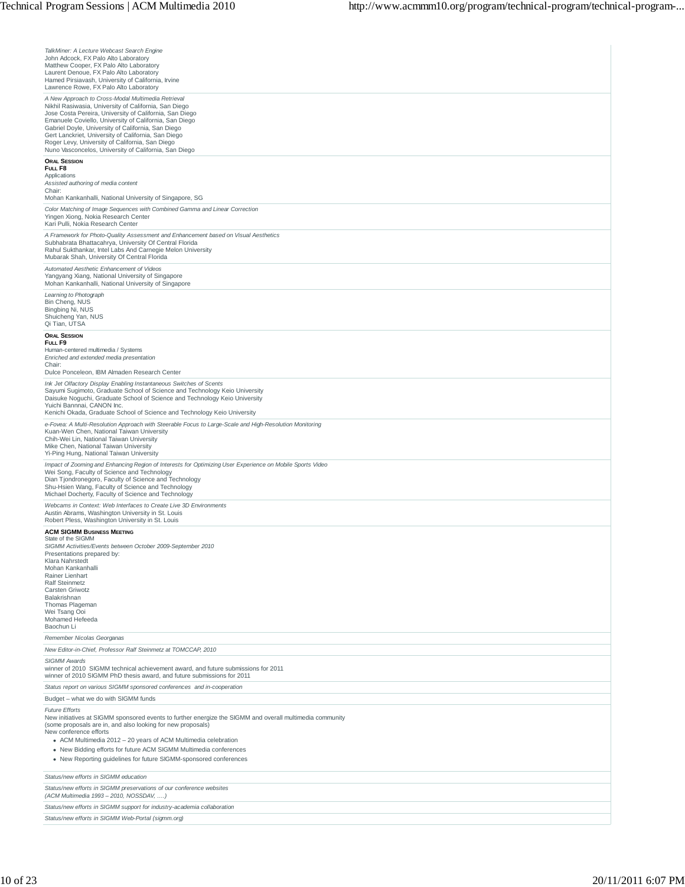*TalkMiner: A Lecture Webcast Search Engine*
John Adcock, FX Palo Alto Laboratory
Matthew Cooper, FX Palo Alto Laboratory
Laurent Denoue, FX Palo Alto Laboratory
Hamed Pirsiavash, University of California, Irvine
Lawrence Rowe, FX Palo Alto Laboratory

*A New Approach to Cross-Modal Multimedia Retrieval*
Nikhil Rasiwasia, University of California, San Diego
Jose Costa Pereira, University of California, San Diego
Emanuele Coviello, University of California, San Diego
Gabriel Doyle, University of California, San Diego
Gert Lanckriet, University of California, San Diego
Roger Levy, University of California, San Diego
Nuno Vasconcelos, University of California, San Diego

**ORAL SESSION**
**FULL F8**
Applications
*Assisted authoring of media content*
Chair:
Mohan Kankanhalli, National University of Singapore, SG

*Color Matching of Image Sequences with Combined Gamma and Linear Correction*
Yingen Xiong, Nokia Research Center
Kari Pulli, Nokia Research Center

*A Framework for Photo-Quality Assessment and Enhancement based on Visual Aesthetics*
Subhabrata Bhattacahrya, University Of Central Florida
Rahul Sukthankar, Intel Labs And Carnegie Melon University
Mubarak Shah, University Of Central Florida

*Automated Aesthetic Enhancement of Videos*
Yangyang Xiang, National University of Singapore
Mohan Kankanhalli, National University of Singapore

*Learning to Photograph*
Bin Cheng, NUS
Bingbing Ni, NUS
Shuicheng Yan, NUS
Qi Tian, UTSA

**ORAL SESSION**
**FULL F9**
Human-centered multimedia / Systems
*Enriched and extended media presentation*
Chair:
Dulce Ponceleon, IBM Almaden Research Center

*Ink Jet Olfactory Display Enabling Instantaneous Switches of Scents*
Sayumi Sugimoto, Graduate School of Science and Technology Keio University
Daisuke Noguchi, Graduate School of Science and Technology Keio University
Yuichi Bannnai, CANON Inc.
Kenichi Okada, Graduate School of Science and Technology Keio University

*e-Fovea: A Multi-Resolution Approach with Steerable Focus to Large-Scale and High-Resolution Monitoring*
Kuan-Wen Chen, National Taiwan University
Chih-Wei Lin, National Taiwan University
Mike Chen, National Taiwan University
Yi-Ping Hung, National Taiwan University

*Impact of Zooming and Enhancing Region of Interests for Optimizing User Experience on Mobile Sports Video*
Wei Song, Faculty of Science and Technology
Dian Tjondronegoro, Faculty of Science and Technology
Shu-Hsien Wang, Faculty of Science and Technology
Michael Docherty, Faculty of Science and Technology

*Webcams in Context: Web Interfaces to Create Live 3D Environments*
Austin Abrams, Washington University in St. Louis
Robert Pless, Washington University in St. Louis

**ACM SIGMM BUSINESS MEETING**
State of the SIGMM
*SIGMM Activities/Events between October 2009-September 2010*
Presentations prepared by:
Klara Nahrstedt
Mohan Kankanhalli
Rainer Lienhart
Ralf Steinmetz
Carsten Griwotz
Balakrishnan
Thomas Plageman
Wei Tsang Ooi
Mohamed Hefeeda
Baochun Li

*Remember Nicolas Georganas*

*New Editor-in-Chief, Professor Ralf Steinmetz at TOMCCAP, 2010*

*SIGMM Awards*
winner of 2010 SIGMM technical achievement award, and future submissions for 2011
winner of 2010 SIGMM PhD thesis award, and future submissions for 2011

*Status report on various SIGMM sponsored conferences and in-cooperation*

Budget – what we do with SIGMM funds

*Future Efforts*
New initiatives at SIGMM sponsored events to further energize the SIGMM and overall multimedia community
(some proposals are in, and also looking for new proposals)
New conference efforts

- ACM Multimedia 2012 – 20 years of ACM Multimedia celebration
- New Bidding efforts for future ACM SIGMM Multimedia conferences
- New Reporting guidelines for future SIGMM-sponsored conferences

*Status/new efforts in SIGMM education*

*Status/new efforts in SIGMM preservations of our conference websites*
*(ACM Multimedia 1993 – 2010, NOSSDAV, ….)*

*Status/new efforts in SIGMM support for industry-academia collaboration*

*Status/new efforts in SIGMM Web-Portal (sigmm.org)*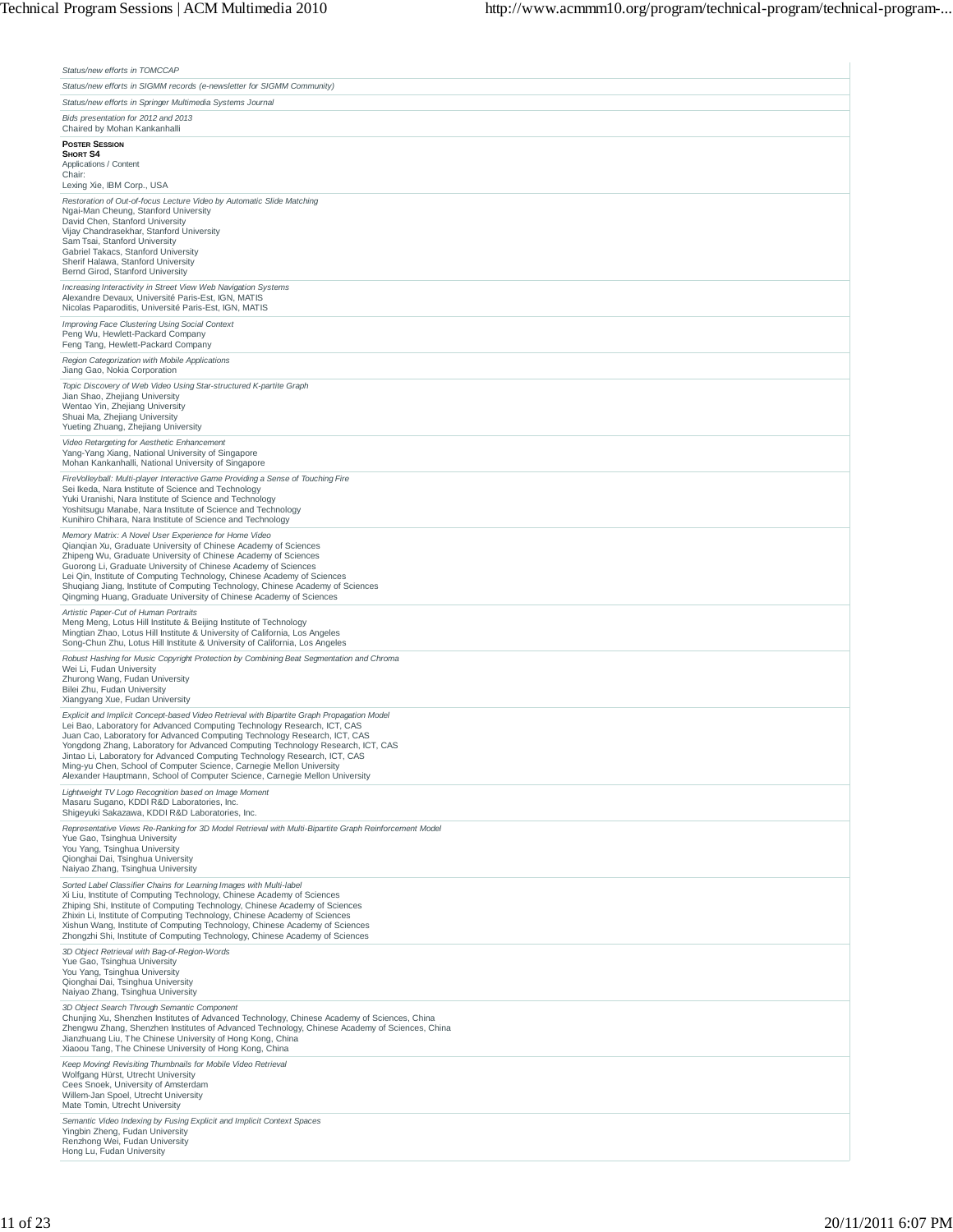*Status/new efforts in TOMCCAP*

*Status/new efforts in SIGMM records (e-newsletter for SIGMM Community)*

*Status/new efforts in Springer Multimedia Systems Journal*

*Bids presentation for 2012 and 2013*
Chaired by Mohan Kankanhalli

**POSTER SESSION**
**SHORT S4**
Applications / Content
Chair:
Lexing Xie, IBM Corp., USA

*Restoration of Out-of-focus Lecture Video by Automatic Slide Matching*
Ngai-Man Cheung, Stanford University
David Chen, Stanford University
Vijay Chandrasekhar, Stanford University
Sam Tsai, Stanford University
Gabriel Takacs, Stanford University
Sherif Halawa, Stanford University
Bernd Girod, Stanford University

*Increasing Interactivity in Street View Web Navigation Systems*
Alexandre Devaux, Université Paris-Est, IGN, MATIS
Nicolas Paparoditis, Université Paris-Est, IGN, MATIS

*Improving Face Clustering Using Social Context*
Peng Wu, Hewlett-Packard Company
Feng Tang, Hewlett-Packard Company

*Region Categorization with Mobile Applications*
Jiang Gao, Nokia Corporation

*Topic Discovery of Web Video Using Star-structured K-partite Graph*
Jian Shao, Zhejiang University
Wentao Yin, Zhejiang University
Shuai Ma, Zhejiang University
Yueting Zhuang, Zhejiang University

*Video Retargeting for Aesthetic Enhancement*
Yang-Yang Xiang, National University of Singapore
Mohan Kankanhalli, National University of Singapore

*FireVolleyball: Multi-player Interactive Game Providing a Sense of Touching Fire*
Sei Ikeda, Nara Institute of Science and Technology
Yuki Uranishi, Nara Institute of Science and Technology
Yoshitsugu Manabe, Nara Institute of Science and Technology
Kunihiro Chihara, Nara Institute of Science and Technology

*Memory Matrix: A Novel User Experience for Home Video*
Qianqian Xu, Graduate University of Chinese Academy of Sciences
Zhipeng Wu, Graduate University of Chinese Academy of Sciences
Guorong Li, Graduate University of Chinese Academy of Sciences
Lei Qin, Institute of Computing Technology, Chinese Academy of Sciences
Shuqiang Jiang, Institute of Computing Technology, Chinese Academy of Sciences
Qingming Huang, Graduate University of Chinese Academy of Sciences

*Artistic Paper-Cut of Human Portraits*
Meng Meng, Lotus Hill Institute & Beijing Institute of Technology
Mingtian Zhao, Lotus Hill Institute & University of California, Los Angeles
Song-Chun Zhu, Lotus Hill Institute & University of California, Los Angeles

*Robust Hashing for Music Copyright Protection by Combining Beat Segmentation and Chroma*
Wei Li, Fudan University
Zhurong Wang, Fudan University
Bilei Zhu, Fudan University
Xiangyang Xue, Fudan University

*Explicit and Implicit Concept-based Video Retrieval with Bipartite Graph Propagation Model*
Lei Bao, Laboratory for Advanced Computing Technology Research, ICT, CAS
Juan Cao, Laboratory for Advanced Computing Technology Research, ICT, CAS
Yongdong Zhang, Laboratory for Advanced Computing Technology Research, ICT, CAS
Jintao Li, Laboratory for Advanced Computing Technology Research, ICT, CAS
Ming-yu Chen, School of Computer Science, Carnegie Mellon University
Alexander Hauptmann, School of Computer Science, Carnegie Mellon University

*Lightweight TV Logo Recognition based on Image Moment*
Masaru Sugano, KDDI R&D Laboratories, Inc.
Shigeyuki Sakazawa, KDDI R&D Laboratories, Inc.

*Representative Views Re-Ranking for 3D Model Retrieval with Multi-Bipartite Graph Reinforcement Model*
Yue Gao, Tsinghua University
You Yang, Tsinghua University
Qionghai Dai, Tsinghua University
Naiyao Zhang, Tsinghua University

*Sorted Label Classifier Chains for Learning Images with Multi-label*
Xi Liu, Institute of Computing Technology, Chinese Academy of Sciences
Zhiping Shi, Institute of Computing Technology, Chinese Academy of Sciences
Zhixin Li, Institute of Computing Technology, Chinese Academy of Sciences
Xishun Wang, Institute of Computing Technology, Chinese Academy of Sciences
Zhongzhi Shi, Institute of Computing Technology, Chinese Academy of Sciences

*3D Object Retrieval with Bag-of-Region-Words*
Yue Gao, Tsinghua University
You Yang, Tsinghua University
Qionghai Dai, Tsinghua University
Naiyao Zhang, Tsinghua University

*3D Object Search Through Semantic Component*
Chunjing Xu, Shenzhen Institutes of Advanced Technology, Chinese Academy of Sciences, China
Zhengwu Zhang, Shenzhen Institutes of Advanced Technology, Chinese Academy of Sciences, China
Jianzhuang Liu, The Chinese University of Hong Kong, China
Xiaoou Tang, The Chinese University of Hong Kong, China

*Keep Moving! Revisiting Thumbnails for Mobile Video Retrieval*
Wolfgang Hürst, Utrecht University
Cees Snoek, University of Amsterdam
Willem-Jan Spoel, Utrecht University
Mate Tomin, Utrecht University

*Semantic Video Indexing by Fusing Explicit and Implicit Context Spaces*
Yingbin Zheng, Fudan University
Renzhong Wei, Fudan University
Hong Lu, Fudan University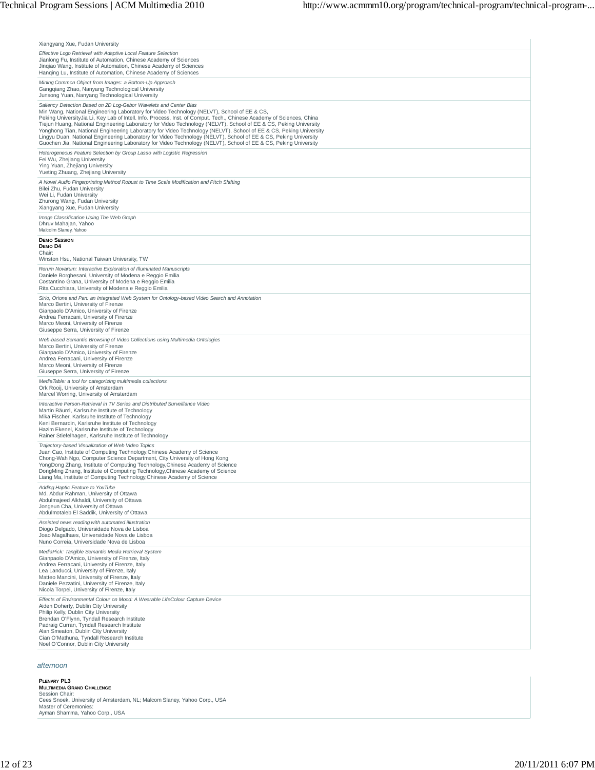Xiangyang Xue, Fudan University

*Effective Logo Retrieval with Adaptive Local Feature Selection*
Jianlong Fu, Institute of Automation, Chinese Academy of Sciences
Jinqiao Wang, Institute of Automation, Chinese Academy of Sciences
Hanqing Lu, Institute of Automation, Chinese Academy of Sciences

*Mining Common Object from Images: a Bottom-Up Approach*
Gangqiang Zhao, Nanyang Technological University
Junsong Yuan, Nanyang Technological University

*Saliency Detection Based on 2D Log-Gabor Wavelets and Center Bias*
Min Wang, National Engineering Laboratory for Video Technology (NELVT), School of EE & CS,
Peking UniversityJia Li, Key Lab of Intell. Info. Process, Inst. of Comput. Tech., Chinese Academy of Sciences, China
Tiejun Huang, National Engineering Laboratory for Video Technology (NELVT), School of EE & CS, Peking University
Yonghong Tian, National Engineering Laboratory for Video Technology (NELVT), School of EE & CS, Peking University
Lingyu Duan, National Engineering Laboratory for Video Technology (NELVT), School of EE & CS, Peking University
Guochen Jia, National Engineering Laboratory for Video Technology (NELVT), School of EE & CS, Peking University

*Heterogeneous Feature Selection by Group Lasso with Logistic Regression*
Fei Wu, Zhejiang University
Ying Yuan, Zhejiang University
Yueting Zhuang, Zhejiang University

*A Novel Audio Fingerprinting Method Robust to Time Scale Modification and Pitch Shifting*
Bilei Zhu, Fudan University
Wei Li, Fudan University
Zhurong Wang, Fudan University
Xiangyang Xue, Fudan University

*Image Classification Using The Web Graph*
Dhruv Mahajan, Yahoo
Malcolm Slaney, Yahoo

**DEMO SESSION**
**DEMO D4**
Chair:
Winston Hsu, National Taiwan University, TW

*Rerum Novarum: Interactive Exploration of Illuminated Manuscripts*
Daniele Borghesani, University of Modena e Reggio Emilia
Costantino Grana, University of Modena e Reggio Emilia
Rita Cucchiara, University of Modena e Reggio Emilia

*Sirio, Orione and Pan: an Integrated Web System for Ontology-based Video Search and Annotation*
Marco Bertini, University of Firenze
Gianpaolo D'Amico, University of Firenze
Andrea Ferracani, University of Firenze
Marco Meoni, University of Firenze
Giuseppe Serra, University of Firenze

*Web-based Semantic Browsing of Video Collections using Multimedia Ontologies*
Marco Bertini, University of Firenze
Gianpaolo D'Amico, University of Firenze
Andrea Ferracani, University of Firenze
Marco Meoni, University of Firenze
Giuseppe Serra, University of Firenze

*MediaTable: a tool for categorizing multimedia collections*
Ork Rooij, University of Amsterdam
Marcel Worring, University of Amsterdam

*Interactive Person-Retrieval in TV Series and Distributed Surveillance Video*
Martin Bäuml, Karlsruhe Institute of Technology
Mika Fischer, Karlsruhe Institute of Technology
Keni Bernardin, Karlsruhe Institute of Technology
Hazim Ekenel, Karlsruhe Institute of Technology
Rainer Stiefelhagen, Karlsruhe Institute of Technology

*Trajectory-based Visualization of Web Video Topics*
Juan Cao, Institute of Computing Technology,Chinese Academy of Science
Chong-Wah Ngo, Computer Science Department, City University of Hong Kong
YongDong Zhang, Institute of Computing Technology,Chinese Academy of Science
DongMing Zhang, Institute of Computing Technology,Chinese Academy of Science
Liang Ma, Institute of Computing Technology,Chinese Academy of Science

*Adding Haptic Feature to YouTube*
Md. Abdur Rahman, University of Ottawa
Abdulmajeed Alkhaldi, University of Ottawa
Jongeun Cha, University of Ottawa
Abdulmotaleb El Saddik, University of Ottawa

*Assisted news reading with automated illustration*
Diogo Delgado, Universidade Nova de Lisboa
Joao Magalhaes, Universidade Nova de Lisboa
Nuno Correia, Universidade Nova de Lisboa

*MediaPick: Tangible Semantic Media Retrieval System*
Gianpaolo D'Amico, University of Firenze, Italy
Andrea Ferracani, University of Firenze, Italy
Lea Landucci, University of Firenze, Italy
Matteo Mancini, University of Firenze, Italy
Daniele Pezzatini, University of Firenze, Italy
Nicola Torpei, University of Firenze, Italy

*Effects of Environmental Colour on Mood: A Wearable LifeColour Capture Device*
Aiden Doherty, Dublin City University
Philip Kelly, Dublin City University
Brendan O'Flynn, Tyndall Research Institute
Padraig Curran, Tyndall Research Institute
Alan Smeaton, Dublin City University
Cian O'Mathuna, Tyndall Research Institute
Noel O'Connor, Dublin City University

## *afternoon*

**PLENARY PL3**
**MULTIMEDIA GRAND CHALLENGE**
Session Chair:
Cees Snoek, University of Amsterdam, NL; Malcom Slaney, Yahoo Corp., USA
Master of Ceremonies:
Ayman Shamma, Yahoo Corp., USA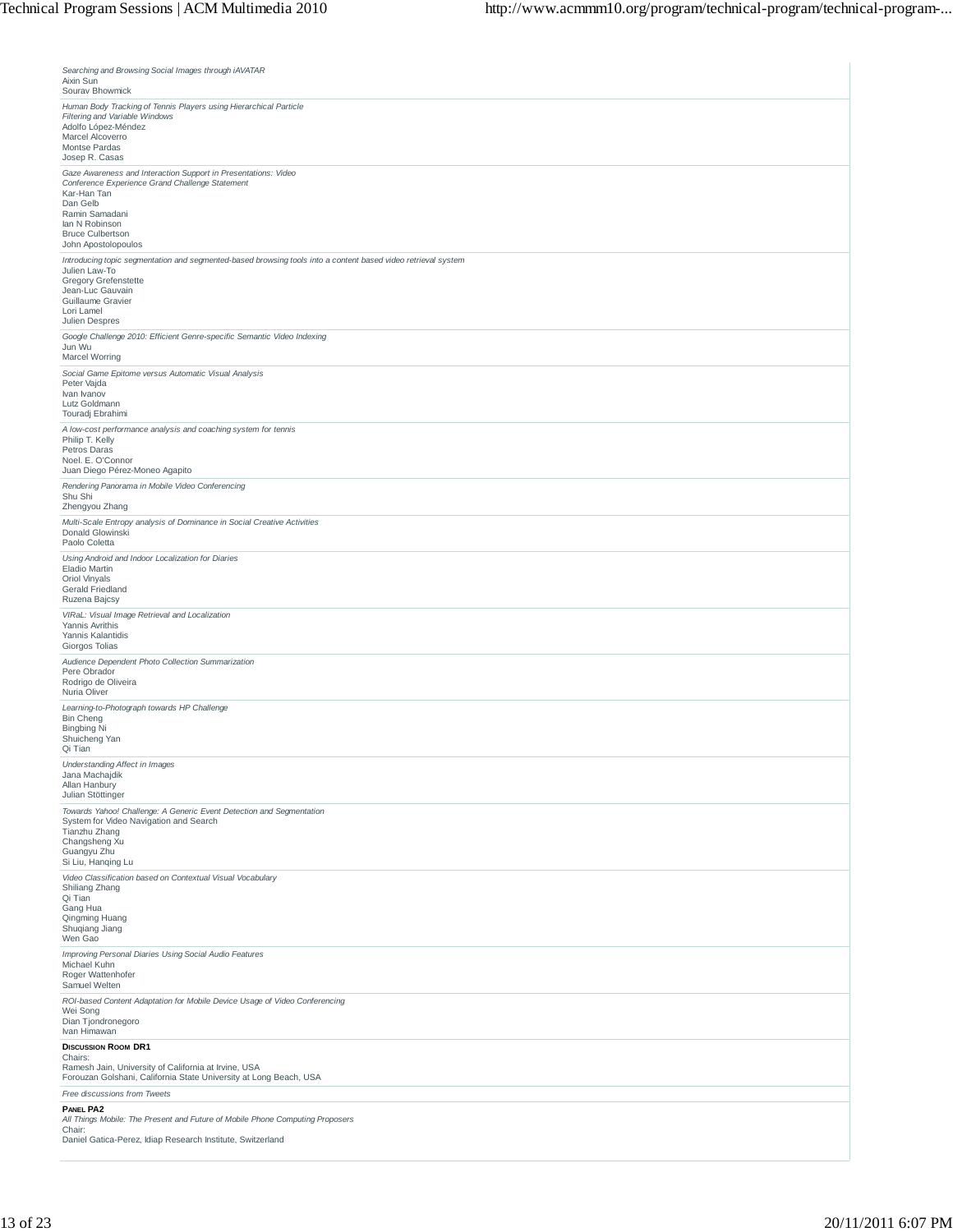*Searching and Browsing Social Images through iAVATAR*
Aixin Sun
Sourav Bhowmick

*Human Body Tracking of Tennis Players using Hierarchical Particle Filtering and Variable Windows*
Adolfo López-Méndez
Marcel Alcoverro
Montse Pardas
Josep R. Casas

*Gaze Awareness and Interaction Support in Presentations: Video Conference Experience Grand Challenge Statement*
Kar-Han Tan
Dan Gelb
Ramin Samadani
Ian N Robinson
Bruce Culbertson
John Apostolopoulos

*Introducing topic segmentation and segmented-based browsing tools into a content based video retrieval system*
Julien Law-To
Gregory Grefenstette
Jean-Luc Gauvain
Guillaume Gravier
Lori Lamel
Julien Despres

*Google Challenge 2010: Efficient Genre-specific Semantic Video Indexing*
Jun Wu
Marcel Worring

*Social Game Epitome versus Automatic Visual Analysis*
Peter Vajda
Ivan Ivanov
Lutz Goldmann
Touradj Ebrahimi

*A low-cost performance analysis and coaching system for tennis*
Philip T. Kelly
Petros Daras
Noel. E. O'Connor
Juan Diego Pérez-Moneo Agapito

*Rendering Panorama in Mobile Video Conferencing*
Shu Shi
Zhengyou Zhang

*Multi-Scale Entropy analysis of Dominance in Social Creative Activities*
Donald Glowinski
Paolo Coletta

*Using Android and Indoor Localization for Diaries*
Eladio Martin
Oriol Vinyals
Gerald Friedland
Ruzena Bajcsy

*VIRaL: Visual Image Retrieval and Localization*
Yannis Avrithis
Yannis Kalantidis
Giorgos Tolias

*Audience Dependent Photo Collection Summarization*
Pere Obrador
Rodrigo de Oliveira
Nuria Oliver

*Learning-to-Photograph towards HP Challenge*
Bin Cheng
Bingbing Ni
Shuicheng Yan
Qi Tian

*Understanding Affect in Images*
Jana Machajdik
Allan Hanbury
Julian Stöttinger

*Towards Yahoo! Challenge: A Generic Event Detection and Segmentation* System for Video Navigation and Search
Tianzhu Zhang
Changsheng Xu
Guangyu Zhu
Si Liu, Hanqing Lu

*Video Classification based on Contextual Visual Vocabulary*
Shiliang Zhang
Qi Tian
Gang Hua
Qingming Huang
Shuqiang Jiang
Wen Gao

*Improving Personal Diaries Using Social Audio Features*
Michael Kuhn
Roger Wattenhofer
Samuel Welten

*ROI-based Content Adaptation for Mobile Device Usage of Video Conferencing*
Wei Song
Dian Tjondronegoro
Ivan Himawan

**Discussion Room DR1**
Chairs:
Ramesh Jain, University of California at Irvine, USA
Forouzan Golshani, California State University at Long Beach, USA

*Free discussions from Tweets*

**Panel PA2**
*All Things Mobile: The Present and Future of Mobile Phone Computing Proposers*
Chair:
Daniel Gatica-Perez, Idiap Research Institute, Switzerland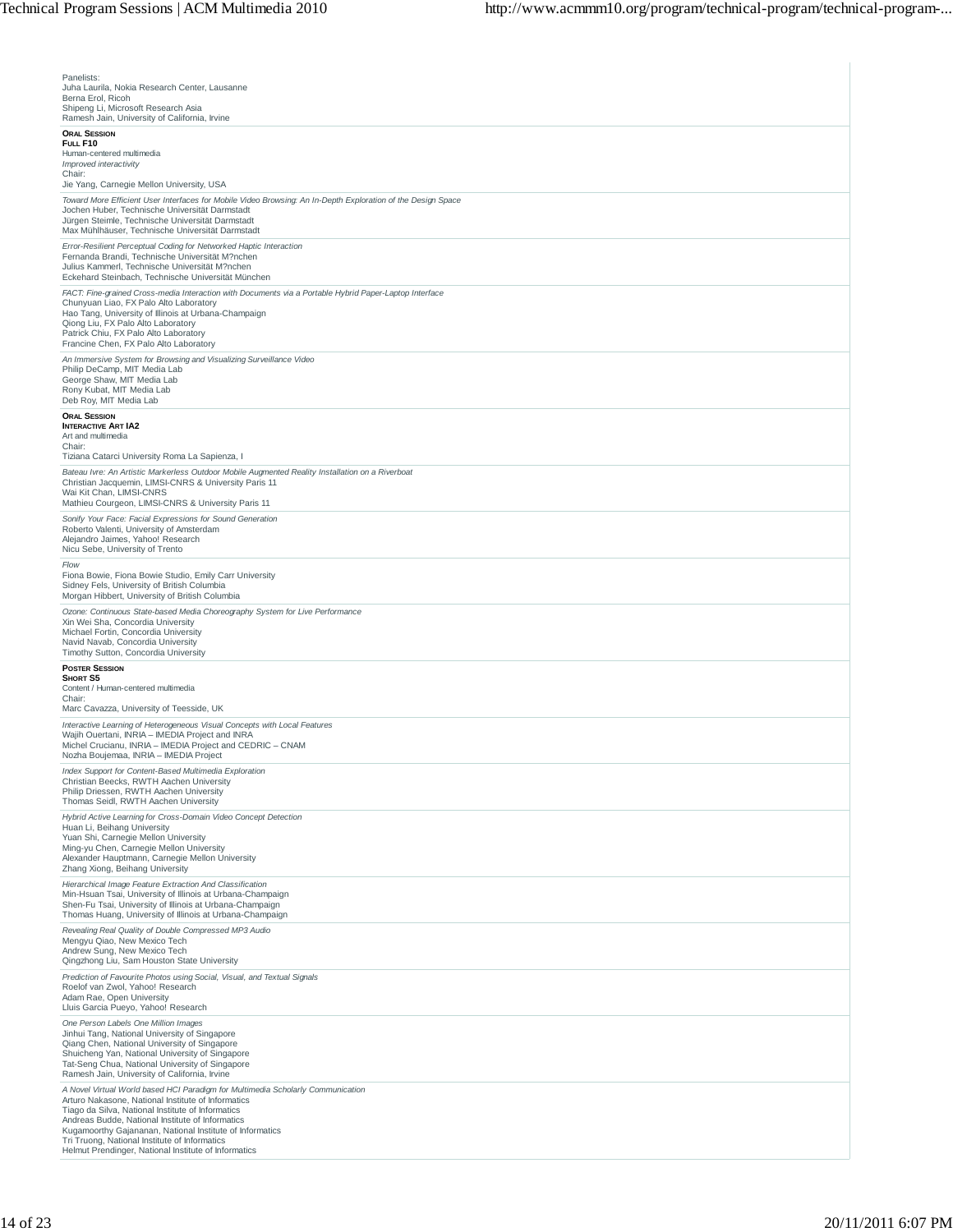Panelists:
Juha Laurila, Nokia Research Center, Lausanne
Berna Erol, Ricoh
Shipeng Li, Microsoft Research Asia
Ramesh Jain, University of California, Irvine

**ORAL SESSION**
**FULL F10**
Human-centered multimedia
*Improved interactivity*
Chair:
Jie Yang, Carnegie Mellon University, USA

*Toward More Efficient User Interfaces for Mobile Video Browsing: An In-Depth Exploration of the Design Space*
Jochen Huber, Technische Universität Darmstadt
Jürgen Steimle, Technische Universität Darmstadt
Max Mühlhäuser, Technische Universität Darmstadt

*Error-Resilient Perceptual Coding for Networked Haptic Interaction*
Fernanda Brandi, Technische Universität M?nchen
Julius Kammerl, Technische Universität M?nchen
Eckehard Steinbach, Technische Universität München

*FACT: Fine-grained Cross-media Interaction with Documents via a Portable Hybrid Paper-Laptop Interface*
Chunyuan Liao, FX Palo Alto Laboratory
Hao Tang, University of Illinois at Urbana-Champaign
Qiong Liu, FX Palo Alto Laboratory
Patrick Chiu, FX Palo Alto Laboratory
Francine Chen, FX Palo Alto Laboratory

*An Immersive System for Browsing and Visualizing Surveillance Video*
Philip DeCamp, MIT Media Lab
George Shaw, MIT Media Lab
Rony Kubat, MIT Media Lab
Deb Roy, MIT Media Lab

**ORAL SESSION**
**INTERACTIVE ART IA2**
Art and multimedia
Chair:
Tiziana Catarci University Roma La Sapienza, I

*Bateau Ivre: An Artistic Markerless Outdoor Mobile Augmented Reality Installation on a Riverboat*
Christian Jacquemin, LIMSI-CNRS & University Paris 11
Wai Kit Chan, LIMSI-CNRS
Mathieu Courgeon, LIMSI-CNRS & University Paris 11

*Sonify Your Face: Facial Expressions for Sound Generation*
Roberto Valenti, University of Amsterdam
Alejandro Jaimes, Yahoo! Research
Nicu Sebe, University of Trento

*Flow*
Fiona Bowie, Fiona Bowie Studio, Emily Carr University
Sidney Fels, University of British Columbia
Morgan Hibbert, University of British Columbia

*Ozone: Continuous State-based Media Choreography System for Live Performance*
Xin Wei Sha, Concordia University
Michael Fortin, Concordia University
Navid Navab, Concordia University
Timothy Sutton, Concordia University

**POSTER SESSION**
**SHORT S5**
Content / Human-centered multimedia
Chair:
Marc Cavazza, University of Teesside, UK

*Interactive Learning of Heterogeneous Visual Concepts with Local Features*
Wajih Ouertani, INRIA – IMEDIA Project and INRA
Michel Crucianu, INRIA – IMEDIA Project and CEDRIC – CNAM
Nozha Boujemaa, INRIA – IMEDIA Project

*Index Support for Content-Based Multimedia Exploration*
Christian Beecks, RWTH Aachen University
Philip Driessen, RWTH Aachen University
Thomas Seidl, RWTH Aachen University

*Hybrid Active Learning for Cross-Domain Video Concept Detection*
Huan Li, Beihang University
Yuan Shi, Carnegie Mellon University
Ming-yu Chen, Carnegie Mellon University
Alexander Hauptmann, Carnegie Mellon University
Zhang Xiong, Beihang University

*Hierarchical Image Feature Extraction And Classification*
Min-Hsuan Tsai, University of Illinois at Urbana-Champaign
Shen-Fu Tsai, University of Illinois at Urbana-Champaign
Thomas Huang, University of Illinois at Urbana-Champaign

*Revealing Real Quality of Double Compressed MP3 Audio*
Mengyu Qiao, New Mexico Tech
Andrew Sung, New Mexico Tech
Qingzhong Liu, Sam Houston State University

*Prediction of Favourite Photos using Social, Visual, and Textual Signals*
Roelof van Zwol, Yahoo! Research
Adam Rae, Open University
Lluis Garcia Pueyo, Yahoo! Research

*One Person Labels One Million Images*
Jinhui Tang, National University of Singapore
Qiang Chen, National University of Singapore
Shuicheng Yan, National University of Singapore
Tat-Seng Chua, National University of Singapore
Ramesh Jain, University of California, Irvine

*A Novel Virtual World based HCI Paradigm for Multimedia Scholarly Communication*
Arturo Nakasone, National Institute of Informatics
Tiago da Silva, National Institute of Informatics
Andreas Budde, National Institute of Informatics
Kugamoorthy Gajananan, National Institute of Informatics
Tri Truong, National Institute of Informatics
Helmut Prendinger, National Institute of Informatics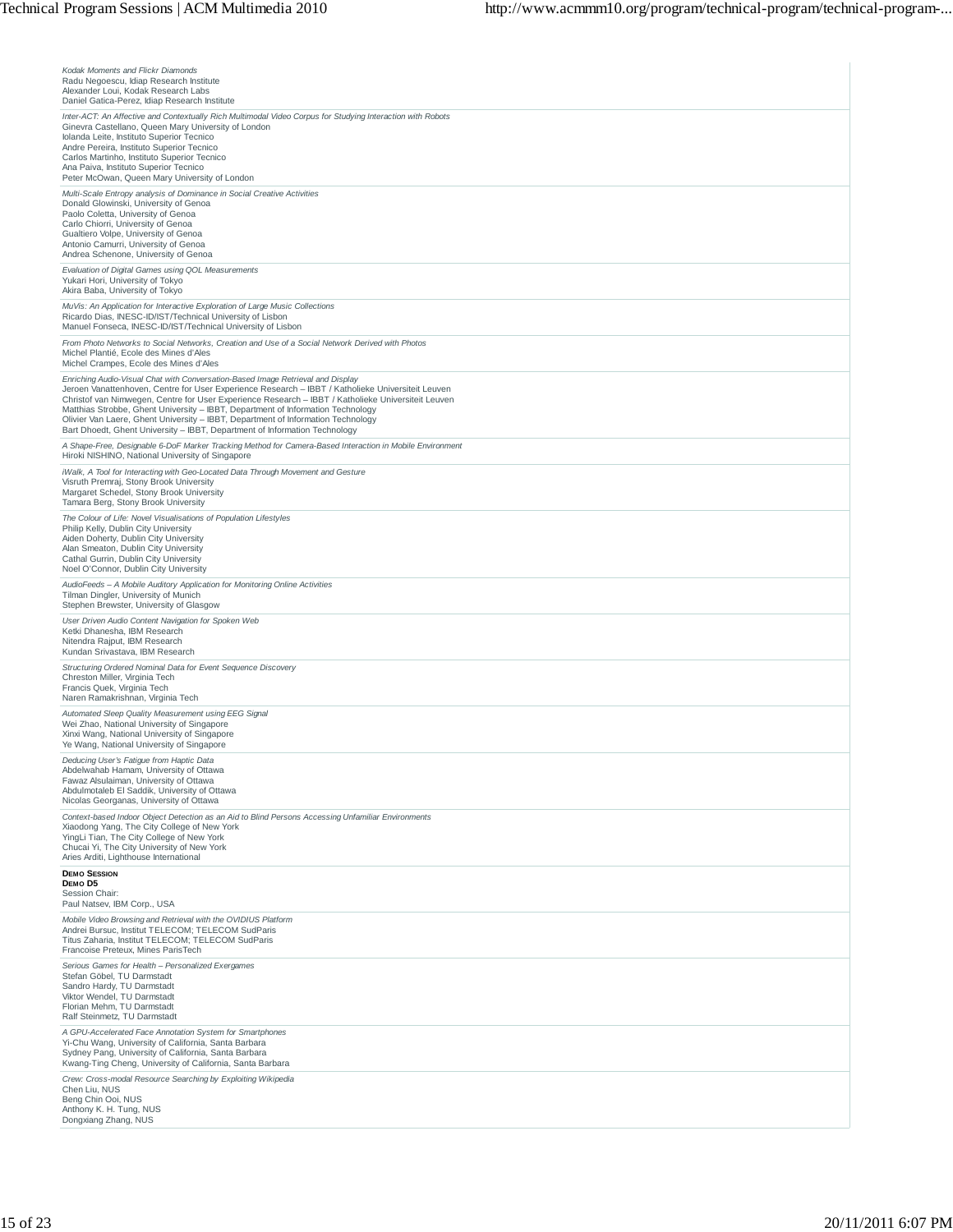*Kodak Moments and Flickr Diamonds*
Radu Negoescu, Idiap Research Institute
Alexander Loui, Kodak Research Labs
Daniel Gatica-Perez, Idiap Research Institute

*Inter-ACT: An Affective and Contextually Rich Multimodal Video Corpus for Studying Interaction with Robots*
Ginevra Castellano, Queen Mary University of London
Iolanda Leite, Instituto Superior Tecnico
Andre Pereira, Instituto Superior Tecnico
Carlos Martinho, Instituto Superior Tecnico
Ana Paiva, Instituto Superior Tecnico
Peter McOwan, Queen Mary University of London

*Multi-Scale Entropy analysis of Dominance in Social Creative Activities*
Donald Glowinski, University of Genoa
Paolo Coletta, University of Genoa
Carlo Chiorri, University of Genoa
Gualtiero Volpe, University of Genoa
Antonio Camurri, University of Genoa
Andrea Schenone, University of Genoa

*Evaluation of Digital Games using QOL Measurements*
Yukari Hori, University of Tokyo
Akira Baba, University of Tokyo

*MuVis: An Application for Interactive Exploration of Large Music Collections*
Ricardo Dias, INESC-ID/IST/Technical University of Lisbon
Manuel Fonseca, INESC-ID/IST/Technical University of Lisbon

*From Photo Networks to Social Networks, Creation and Use of a Social Network Derived with Photos*
Michel Plantié, Ecole des Mines d'Ales
Michel Crampes, Ecole des Mines d'Ales

*Enriching Audio-Visual Chat with Conversation-Based Image Retrieval and Display*
Jeroen Vanattenhoven, Centre for User Experience Research – IBBT / Katholieke Universiteit Leuven
Christof van Nimwegen, Centre for User Experience Research – IBBT / Katholieke Universiteit Leuven
Matthias Strobbe, Ghent University – IBBT, Department of Information Technology
Olivier Van Laere, Ghent University – IBBT, Department of Information Technology
Bart Dhoedt, Ghent University – IBBT, Department of Information Technology

*A Shape-Free, Designable 6-DoF Marker Tracking Method for Camera-Based Interaction in Mobile Environment*
Hiroki NISHINO, National University of Singapore

*iWalk, A Tool for Interacting with Geo-Located Data Through Movement and Gesture*
Visruth Premraj, Stony Brook University
Margaret Schedel, Stony Brook University
Tamara Berg, Stony Brook University

*The Colour of Life: Novel Visualisations of Population Lifestyles*
Philip Kelly, Dublin City University
Aiden Doherty, Dublin City University
Alan Smeaton, Dublin City University
Cathal Gurrin, Dublin City University
Noel O'Connor, Dublin City University

*AudioFeeds – A Mobile Auditory Application for Monitoring Online Activities*
Tilman Dingler, University of Munich
Stephen Brewster, University of Glasgow

*User Driven Audio Content Navigation for Spoken Web*
Ketki Dhanesha, IBM Research
Nitendra Rajput, IBM Research
Kundan Srivastava, IBM Research

*Structuring Ordered Nominal Data for Event Sequence Discovery*
Chreston Miller, Virginia Tech
Francis Quek, Virginia Tech
Naren Ramakrishnan, Virginia Tech

*Automated Sleep Quality Measurement using EEG Signal*
Wei Zhao, National University of Singapore
Xinxi Wang, National University of Singapore
Ye Wang, National University of Singapore

*Deducing User's Fatigue from Haptic Data*
Abdelwahab Hamam, University of Ottawa
Fawaz Alsulaiman, University of Ottawa
Abdulmotaleb El Saddik, University of Ottawa
Nicolas Georganas, University of Ottawa

*Context-based Indoor Object Detection as an Aid to Blind Persons Accessing Unfamiliar Environments*
Xiaodong Yang, The City College of New York
YingLi Tian, The City College of New York
Chucai Yi, The City University of New York
Aries Arditi, Lighthouse International

**Demo Session**
**Demo D5**
Session Chair:
Paul Natsev, IBM Corp., USA

*Mobile Video Browsing and Retrieval with the OVIDIUS Platform*
Andrei Bursuc, Institut TELECOM; TELECOM SudParis
Titus Zaharia, Institut TELECOM; TELECOM SudParis
Francoise Preteux, Mines ParisTech

*Serious Games for Health – Personalized Exergames*
Stefan Göbel, TU Darmstadt
Sandro Hardy, TU Darmstadt
Viktor Wendel, TU Darmstadt
Florian Mehm, TU Darmstadt
Ralf Steinmetz, TU Darmstadt

*A GPU-Accelerated Face Annotation System for Smartphones*
Yi-Chu Wang, University of California, Santa Barbara
Sydney Pang, University of California, Santa Barbara
Kwang-Ting Cheng, University of California, Santa Barbara

*Crew: Cross-modal Resource Searching by Exploiting Wikipedia*
Chen Liu, NUS
Beng Chin Ooi, NUS
Anthony K. H. Tung, NUS
Dongxiang Zhang, NUS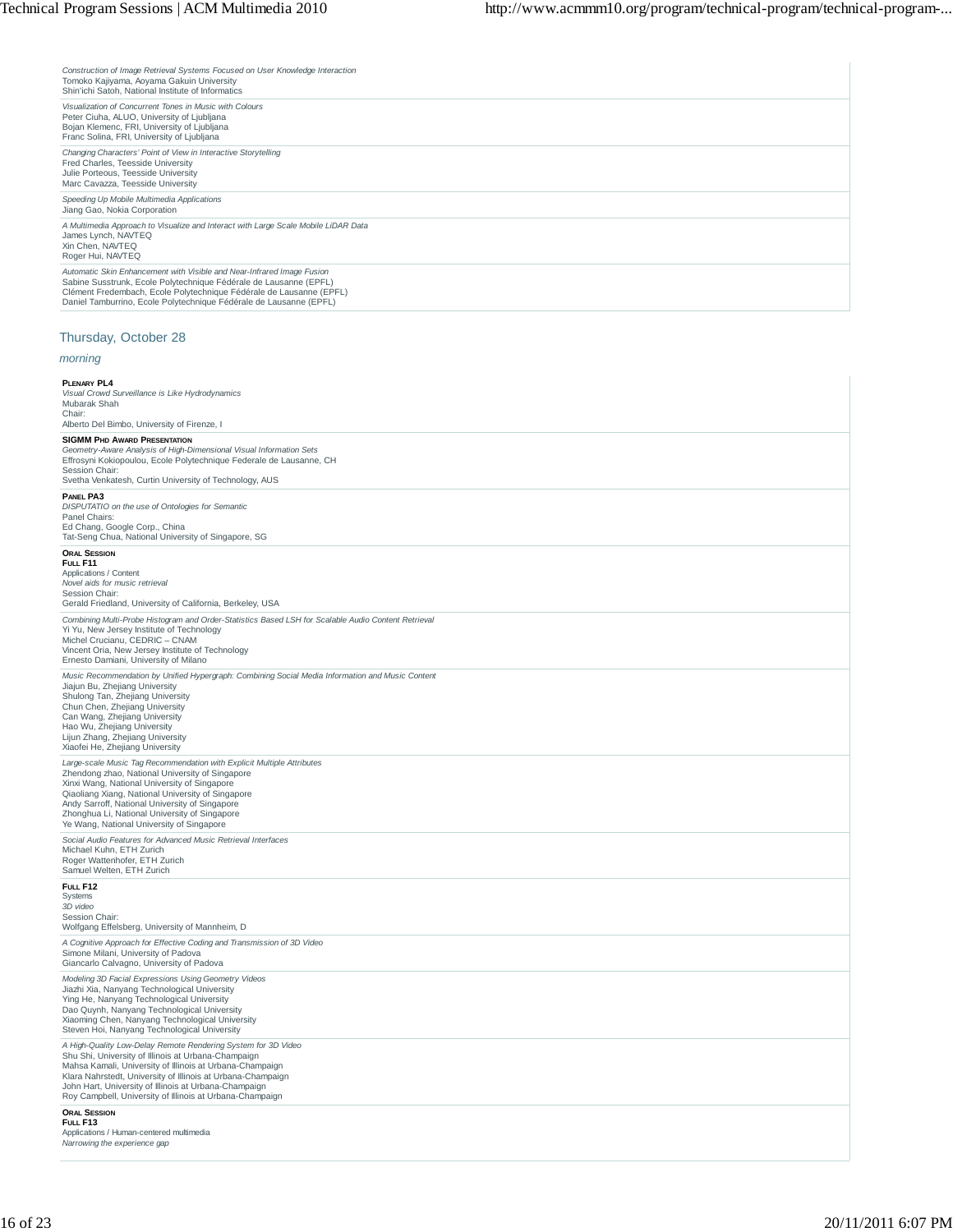*Construction of Image Retrieval Systems Focused on User Knowledge Interaction*
Tomoko Kajiyama, Aoyama Gakuin University
Shin'ichi Satoh, National Institute of Informatics

*Visualization of Concurrent Tones in Music with Colours*
Peter Ciuha, ALUO, University of Ljubljana
Bojan Klemenc, FRI, University of Ljubljana
Franc Solina, FRI, University of Ljubljana

*Changing Characters' Point of View in Interactive Storytelling*
Fred Charles, Teesside University
Julie Porteous, Teesside University
Marc Cavazza, Teesside University

*Speeding Up Mobile Multimedia Applications*
Jiang Gao, Nokia Corporation

*A Multimedia Approach to Visualize and Interact with Large Scale Mobile LiDAR Data*
James Lynch, NAVTEQ
Xin Chen, NAVTEQ
Roger Hui, NAVTEQ

*Automatic Skin Enhancement with Visible and Near-Infrared Image Fusion*
Sabine Susstrunk, Ecole Polytechnique Fédérale de Lausanne (EPFL)
Clément Fredembach, Ecole Polytechnique Fédérale de Lausanne (EPFL)
Daniel Tamburrino, Ecole Polytechnique Fédérale de Lausanne (EPFL)

## Thursday, October 28

*morning*

**PLENARY PL4**
*Visual Crowd Surveillance is Like Hydrodynamics*
Mubarak Shah
Chair:
Alberto Del Bimbo, University of Firenze, I

**SIGMM PHD AWARD PRESENTATION**
*Geometry-Aware Analysis of High-Dimensional Visual Information Sets*
Effrosyni Kokiopoulou, Ecole Polytechnique Federale de Lausanne, CH
Session Chair:
Svetha Venkatesh, Curtin University of Technology, AUS

**PANEL PA3**
*DISPUTATIO on the use of Ontologies for Semantic*
Panel Chairs:
Ed Chang, Google Corp., China
Tat-Seng Chua, National University of Singapore, SG

**ORAL SESSION**
**FULL F11**
Applications / Content
*Novel aids for music retrieval*
Session Chair:
Gerald Friedland, University of California, Berkeley, USA

*Combining Multi-Probe Histogram and Order-Statistics Based LSH for Scalable Audio Content Retrieval*
Yi Yu, New Jersey Institute of Technology
Michel Crucianu, CEDRIC – CNAM
Vincent Oria, New Jersey Institute of Technology
Ernesto Damiani, University of Milano

*Music Recommendation by Unified Hypergraph: Combining Social Media Information and Music Content*
Jiajun Bu, Zhejiang University
Shulong Tan, Zhejiang University
Chun Chen, Zhejiang University
Can Wang, Zhejiang University
Hao Wu, Zhejiang University
Lijun Zhang, Zhejiang University
Xiaofei He, Zhejiang University

*Large-scale Music Tag Recommendation with Explicit Multiple Attributes*
Zhendong zhao, National University of Singapore
Xinxi Wang, National University of Singapore
Qiaoliang Xiang, National University of Singapore
Andy Sarroff, National University of Singapore
Zhonghua Li, National University of Singapore
Ye Wang, National University of Singapore

*Social Audio Features for Advanced Music Retrieval Interfaces*
Michael Kuhn, ETH Zurich
Roger Wattenhofer, ETH Zurich
Samuel Welten, ETH Zurich

**FULL F12**
Systems
*3D video*
Session Chair:
Wolfgang Effelsberg, University of Mannheim, D

*A Cognitive Approach for Effective Coding and Transmission of 3D Video*
Simone Milani, University of Padova
Giancarlo Calvagno, University of Padova

*Modeling 3D Facial Expressions Using Geometry Videos*
Jiazhi Xia, Nanyang Technological University
Ying He, Nanyang Technological University
Dao Quynh, Nanyang Technological University
Xiaoming Chen, Nanyang Technological University
Steven Hoi, Nanyang Technological University

*A High-Quality Low-Delay Remote Rendering System for 3D Video*
Shu Shi, University of Illinois at Urbana-Champaign
Mahsa Kamali, University of Illinois at Urbana-Champaign
Klara Nahrstedt, University of Illinois at Urbana-Champaign
John Hart, University of Illinois at Urbana-Champaign
Roy Campbell, University of Illinois at Urbana-Champaign

**ORAL SESSION**
**FULL F13**
Applications / Human-centered multimedia
*Narrowing the experience gap*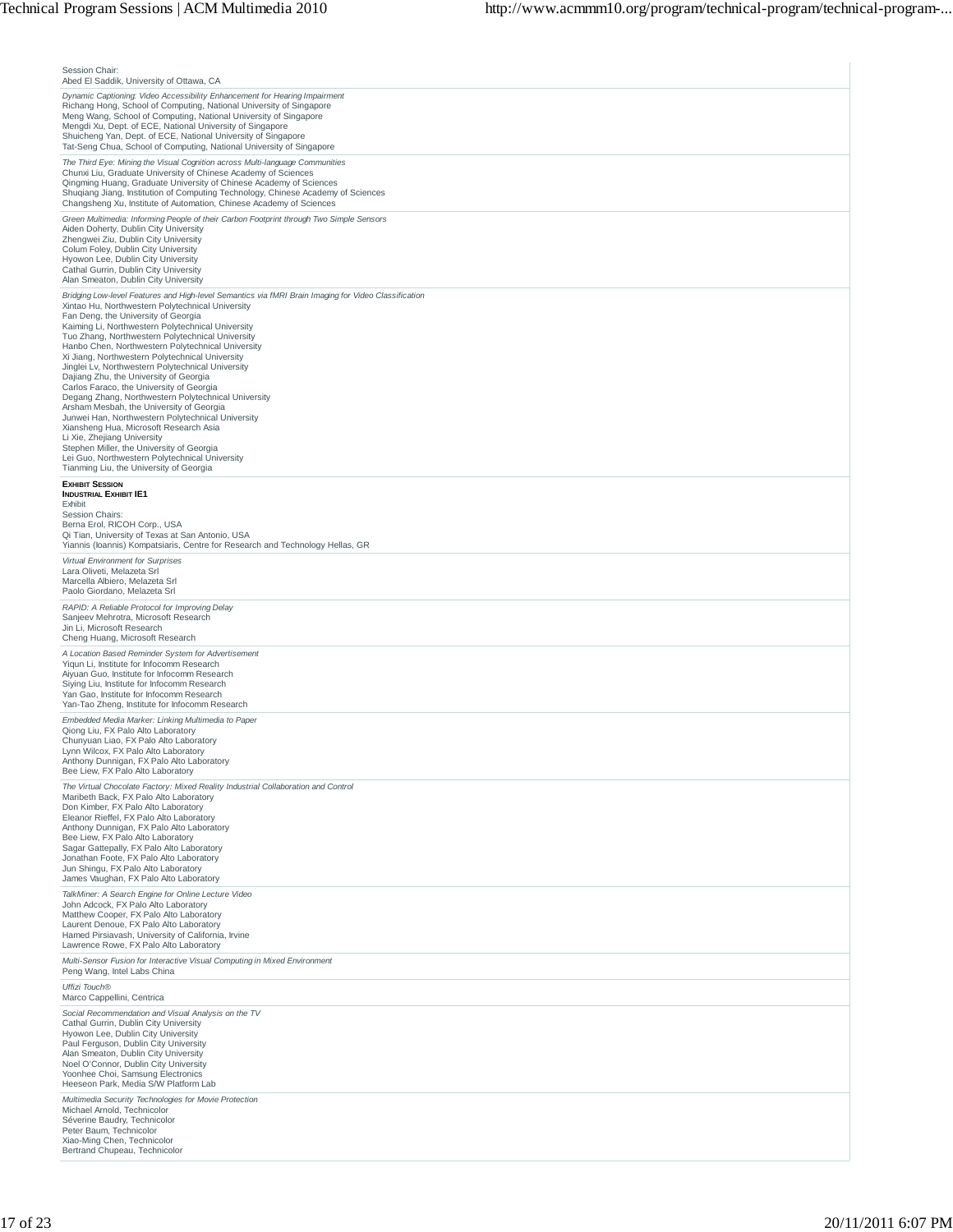Session Chair:
Abed El Saddik, University of Ottawa, CA

*Dynamic Captioning: Video Accessibility Enhancement for Hearing Impairment*
Richang Hong, School of Computing, National University of Singapore
Meng Wang, School of Computing, National University of Singapore
Mengdi Xu, Dept. of ECE, National University of Singapore
Shuicheng Yan, Dept. of ECE, National University of Singapore
Tat-Seng Chua, School of Computing, National University of Singapore

*The Third Eye: Mining the Visual Cognition across Multi-language Communities*
Chunxi Liu, Graduate University of Chinese Academy of Sciences
Qingming Huang, Graduate University of Chinese Academy of Sciences
Shuqiang Jiang, Institution of Computing Technology, Chinese Academy of Sciences
Changsheng Xu, Institute of Automation, Chinese Academy of Sciences

*Green Multimedia: Informing People of their Carbon Footprint through Two Simple Sensors*
Aiden Doherty, Dublin City University
Zhengwei Ziu, Dublin City University
Colum Foley, Dublin City University
Hyowon Lee, Dublin City University
Cathal Gurrin, Dublin City University
Alan Smeaton, Dublin City University

*Bridging Low-level Features and High-level Semantics via fMRI Brain Imaging for Video Classification*
Xintao Hu, Northwestern Polytechnical University
Fan Deng, the University of Georgia
Kaiming Li, Northwestern Polytechnical University
Tuo Zhang, Northwestern Polytechnical University
Hanbo Chen, Northwestern Polytechnical University
Xi Jiang, Northwestern Polytechnical University
Jinglei Lv, Northwestern Polytechnical University
Dajiang Zhu, the University of Georgia
Carlos Faraco, the University of Georgia
Degang Zhang, Northwestern Polytechnical University
Arsham Mesbah, the University of Georgia
Junwei Han, Northwestern Polytechnical University
Xiansheng Hua, Microsoft Research Asia
Li Xie, Zhejiang University
Stephen Miller, the University of Georgia
Lei Guo, Northwestern Polytechnical University
Tianming Liu, the University of Georgia

**Exhibit Session**
**Industrial Exhibit IE1**
Exhibit
Session Chairs:
Berna Erol, RICOH Corp., USA
Qi Tian, University of Texas at San Antonio, USA
Yiannis (Ioannis) Kompatsiaris, Centre for Research and Technology Hellas, GR

*Virtual Environment for Surprises*
Lara Oliveti, Melazeta Srl
Marcella Albiero, Melazeta Srl
Paolo Giordano, Melazeta Srl

*RAPID: A Reliable Protocol for Improving Delay*
Sanjeev Mehrotra, Microsoft Research
Jin Li, Microsoft Research
Cheng Huang, Microsoft Research

*A Location Based Reminder System for Advertisement*
Yiqun Li, Institute for Infocomm Research
Aiyuan Guo, Institute for Infocomm Research
Siying Liu, Institute for Infocomm Research
Yan Gao, Institute for Infocomm Research
Yan-Tao Zheng, Institute for Infocomm Research

*Embedded Media Marker: Linking Multimedia to Paper*
Qiong Liu, FX Palo Alto Laboratory
Chunyuan Liao, FX Palo Alto Laboratory
Lynn Wilcox, FX Palo Alto Laboratory
Anthony Dunnigan, FX Palo Alto Laboratory
Bee Liew, FX Palo Alto Laboratory

*The Virtual Chocolate Factory: Mixed Reality Industrial Collaboration and Control*
Maribeth Back, FX Palo Alto Laboratory
Don Kimber, FX Palo Alto Laboratory
Eleanor Rieffel, FX Palo Alto Laboratory
Anthony Dunnigan, FX Palo Alto Laboratory
Bee Liew, FX Palo Alto Laboratory
Sagar Gattepally, FX Palo Alto Laboratory
Jonathan Foote, FX Palo Alto Laboratory
Jun Shingu, FX Palo Alto Laboratory
James Vaughan, FX Palo Alto Laboratory

*TalkMiner: A Search Engine for Online Lecture Video*
John Adcock, FX Palo Alto Laboratory
Matthew Cooper, FX Palo Alto Laboratory
Laurent Denoue, FX Palo Alto Laboratory
Hamed Pirsiavash, University of California, Irvine
Lawrence Rowe, FX Palo Alto Laboratory

*Multi-Sensor Fusion for Interactive Visual Computing in Mixed Environment*
Peng Wang, Intel Labs China

*Uffizi Touch®*
Marco Cappellini, Centrica

*Social Recommendation and Visual Analysis on the TV*
Cathal Gurrin, Dublin City University
Hyowon Lee, Dublin City University
Paul Ferguson, Dublin City University
Alan Smeaton, Dublin City University
Noel O'Connor, Dublin City University
Yoonhee Choi, Samsung Electronics
Heeseon Park, Media S/W Platform Lab

*Multimedia Security Technologies for Movie Protection*
Michael Arnold, Technicolor
Séverine Baudry, Technicolor
Peter Baum, Technicolor
Xiao-Ming Chen, Technicolor
Bertrand Chupeau, Technicolor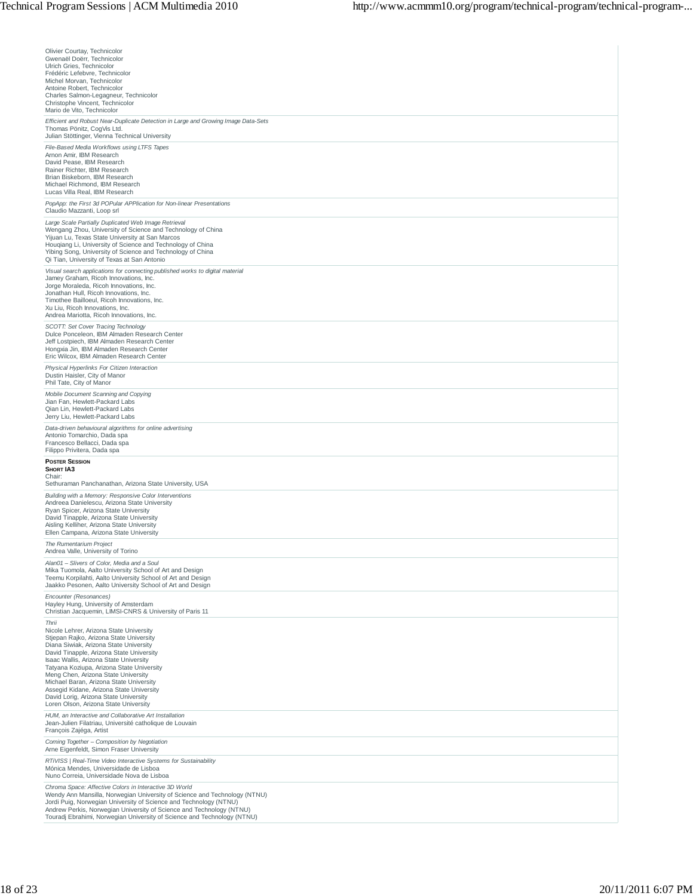Olivier Courtay, Technicolor
Gwenaël Doërr, Technicolor
Ulrich Gries, Technicolor
Frédéric Lefebvre, Technicolor
Michel Morvan, Technicolor
Antoine Robert, Technicolor
Charles Salmon-Legagneur, Technicolor
Christophe Vincent, Technicolor
Mario de Vito, Technicolor

*Efficient and Robust Near-Duplicate Detection in Large and Growing Image Data-Sets*
Thomas Pönitz, CogVis Ltd.
Julian Stöttinger, Vienna Technical University

*File-Based Media Workflows using LTFS Tapes*
Arnon Amir, IBM Research
David Pease, IBM Research
Rainer Richter, IBM Research
Brian Biskeborn, IBM Research
Michael Richmond, IBM Research
Lucas Villa Real, IBM Research

*PopApp: the First 3d POPular APPlication for Non-linear Presentations*
Claudio Mazzanti, Loop srl

*Large Scale Partially Duplicated Web Image Retrieval*
Wengang Zhou, University of Science and Technology of China
Yijuan Lu, Texas State University at San Marcos
Houqiang Li, University of Science and Technology of China
Yibing Song, University of Science and Technology of China
Qi Tian, University of Texas at San Antonio

*Visual search applications for connecting published works to digital material*
Jamey Graham, Ricoh Innovations, Inc.
Jorge Moraleda, Ricoh Innovations, Inc.
Jonathan Hull, Ricoh Innovations, Inc.
Timothee Bailloeul, Ricoh Innovations, Inc.
Xu Liu, Ricoh Innovations, Inc.
Andrea Mariotta, Ricoh Innovations, Inc.

*SCOTT: Set Cover Tracing Technology*
Dulce Ponceleon, IBM Almaden Research Center
Jeff Lostpiech, IBM Almaden Research Center
Hongxia Jin, IBM Almaden Research Center
Eric Wilcox, IBM Almaden Research Center

*Physical Hyperlinks For Citizen Interaction*
Dustin Haisler, City of Manor
Phil Tate, City of Manor

*Mobile Document Scanning and Copying*
Jian Fan, Hewlett-Packard Labs
Qian Lin, Hewlett-Packard Labs
Jerry Liu, Hewlett-Packard Labs

*Data-driven behavioural algorithms for online advertising*
Antonio Tomarchio, Dada spa
Francesco Bellacci, Dada spa
Filippo Privitera, Dada spa

**Poster Session**
**Short IA3**
Chair:
Sethuraman Panchanathan, Arizona State University, USA

*Building with a Memory: Responsive Color Interventions*
Andreea Danielescu, Arizona State University
Ryan Spicer, Arizona State University
David Tinapple, Arizona State University
Aisling Kelliher, Arizona State University
Ellen Campana, Arizona State University

*The Rumentarium Project*
Andrea Valle, University of Torino

*Alan01 – Slivers of Color, Media and a Soul*
Mika Tuomola, Aalto University School of Art and Design
Teemu Korpilahti, Aalto University School of Art and Design
Jaakko Pesonen, Aalto University School of Art and Design

*Encounter (Resonances)*
Hayley Hung, University of Amsterdam
Christian Jacquemin, LIMSI-CNRS & University of Paris 11

*Thrii*
Nicole Lehrer, Arizona State University
Stjepan Rajko, Arizona State University
Diana Siwiak, Arizona State University
David Tinapple, Arizona State University
Isaac Wallis, Arizona State University
Tatyana Koziupa, Arizona State University
Meng Chen, Arizona State University
Michael Baran, Arizona State University
Assegid Kidane, Arizona State University
David Lorig, Arizona State University
Loren Olson, Arizona State University

*HUM, an Interactive and Collaborative Art Installation*
Jean-Julien Filatriau, Université catholique de Louvain
François Zajéga, Artist

*Coming Together – Composition by Negotiation*
Arne Eigenfeldt, Simon Fraser University

*RTiVISS | Real-Time Video Interactive Systems for Sustainability*
Mónica Mendes, Universidade de Lisboa
Nuno Correia, Universidade Nova de Lisboa

*Chroma Space: Affective Colors in Interactive 3D World*
Wendy Ann Mansilla, Norwegian University of Science and Technology (NTNU)
Jordi Puig, Norwegian University of Science and Technology (NTNU)
Andrew Perkis, Norwegian University of Science and Technology (NTNU)
Touradj Ebrahimi, Norwegian University of Science and Technology (NTNU)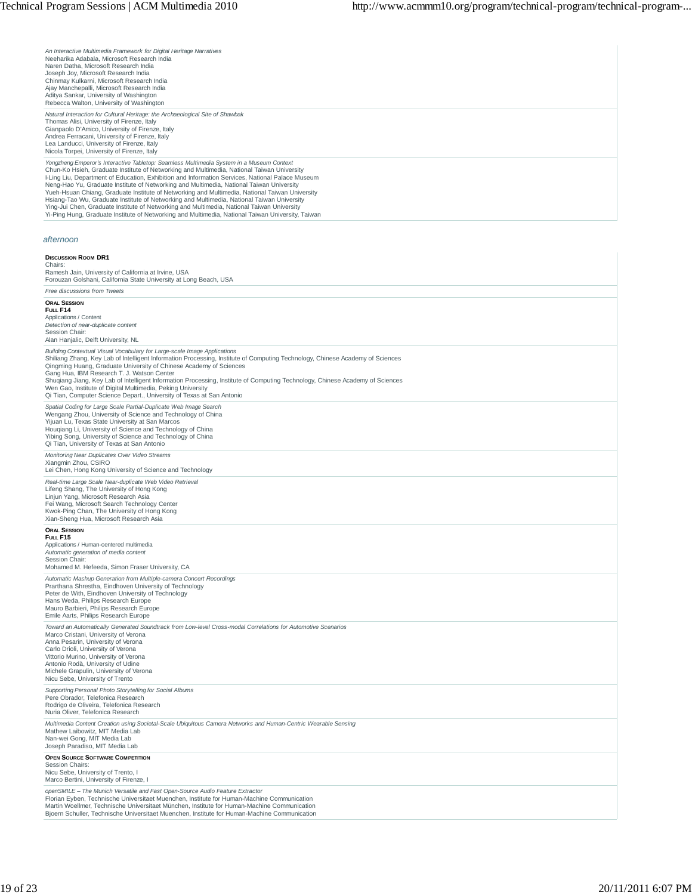*An Interactive Multimedia Framework for Digital Heritage Narratives*
Neeharika Adabala, Microsoft Research India
Naren Datha, Microsoft Research India
Joseph Joy, Microsoft Research India
Chinmay Kulkarni, Microsoft Research India
Ajay Manchepalli, Microsoft Research India
Aditya Sankar, University of Washington
Rebecca Walton, University of Washington

*Natural Interaction for Cultural Heritage: the Archaeological Site of Shawbak*
Thomas Alisi, University of Firenze, Italy
Gianpaolo D'Amico, University of Firenze, Italy
Andrea Ferracani, University of Firenze, Italy
Lea Landucci, University of Firenze, Italy
Nicola Torpei, University of Firenze, Italy

*Yongzheng Emperor's Interactive Tabletop: Seamless Multimedia System in a Museum Context*
Chun-Ko Hsieh, Graduate Institute of Networking and Multimedia, National Taiwan University
I-Ling Liu, Department of Education, Exhibition and Information Services, National Palace Museum
Neng-Hao Yu, Graduate Institute of Networking and Multimedia, National Taiwan University
Yueh-Hsuan Chiang, Graduate Institute of Networking and Multimedia, National Taiwan University
Hsiang-Tao Wu, Graduate Institute of Networking and Multimedia, National Taiwan University
Ying-Jui Chen, Graduate Institute of Networking and Multimedia, National Taiwan University
Yi-Ping Hung, Graduate Institute of Networking and Multimedia, National Taiwan University, Taiwan

## *afternoon*

**Discussion Room DR1**
Chairs:
Ramesh Jain, University of California at Irvine, USA
Forouzan Golshani, California State University at Long Beach, USA

*Free discussions from Tweets*

**Oral Session**
**Full F14**
Applications / Content
*Detection of near-duplicate content*
Session Chair:
Alan Hanjalic, Delft University, NL

*Building Contextual Visual Vocabulary for Large-scale Image Applications*
Shiliang Zhang, Key Lab of Intelligent Information Processing, Institute of Computing Technology, Chinese Academy of Sciences
Qingming Huang, Graduate University of Chinese Academy of Sciences
Gang Hua, IBM Research T. J. Watson Center
Shuqiang Jiang, Key Lab of Intelligent Information Processing, Institute of Computing Technology, Chinese Academy of Sciences
Wen Gao, Institute of Digital Multimedia, Peking University
Qi Tian, Computer Science Depart., University of Texas at San Antonio

*Spatial Coding for Large Scale Partial-Duplicate Web Image Search*
Wengang Zhou, University of Science and Technology of China
Yijuan Lu, Texas State University at San Marcos
Houqiang Li, University of Science and Technology of China
Yibing Song, University of Science and Technology of China
Qi Tian, University of Texas at San Antonio

*Monitoring Near Duplicates Over Video Streams*
Xiangmin Zhou, CSIRO
Lei Chen, Hong Kong University of Science and Technology

*Real-time Large Scale Near-duplicate Web Video Retrieval*
Lifeng Shang, The University of Hong Kong
Linjun Yang, Microsoft Research Asia
Fei Wang, Microsoft Search Technology Center
Kwok-Ping Chan, The University of Hong Kong
Xian-Sheng Hua, Microsoft Research Asia

**Oral Session**
**Full F15**
Applications / Human-centered multimedia
*Automatic generation of media content*
Session Chair:
Mohamed M. Hefeeda, Simon Fraser University, CA

*Automatic Mashup Generation from Multiple-camera Concert Recordings*
Prarthana Shrestha, Eindhoven University of Technology
Peter de With, Eindhoven University of Technology
Hans Weda, Philips Research Europe
Mauro Barbieri, Philips Research Europe
Emile Aarts, Philips Research Europe

*Toward an Automatically Generated Soundtrack from Low-level Cross-modal Correlations for Automotive Scenarios*
Marco Cristani, University of Verona
Anna Pesarin, University of Verona
Carlo Drioli, University of Verona
Vittorio Murino, University of Verona
Antonio Rodà, University of Udine
Michele Grapulin, University of Verona
Nicu Sebe, University of Trento

*Supporting Personal Photo Storytelling for Social Albums*
Pere Obrador, Telefonica Research
Rodrigo de Oliveira, Telefonica Research
Nuria Oliver, Telefonica Research

*Multimedia Content Creation using Societal-Scale Ubiquitous Camera Networks and Human-Centric Wearable Sensing*
Mathew Laibowitz, MIT Media Lab
Nan-wei Gong, MIT Media Lab
Joseph Paradiso, MIT Media Lab

**Open Source Software Competition**
Session Chairs:
Nicu Sebe, University of Trento, I
Marco Bertini, University of Firenze, I

*openSMILE – The Munich Versatile and Fast Open-Source Audio Feature Extractor*
Florian Eyben, Technische Universitaet Muenchen, Institute for Human-Machine Communication
Martin Woellmer, Technische Universitaet München, Institute for Human-Machine Communication
Bjoern Schuller, Technische Universitaet Muenchen, Institute for Human-Machine Communication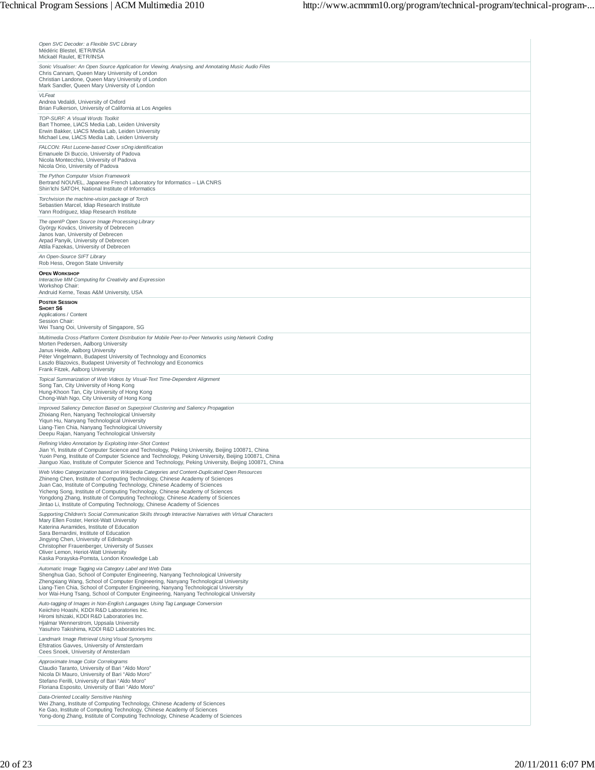*Open SVC Decoder: a Flexible SVC Library*
Médéric Blestel, IETR/INSA
Mickaël Raulet, IETR/INSA

*Sonic Visualiser: An Open Source Application for Viewing, Analysing, and Annotating Music Audio Files*
Chris Cannam, Queen Mary University of London
Christian Landone, Queen Mary University of London
Mark Sandler, Queen Mary University of London

*VLFeat*
Andrea Vedaldi, University of Oxford
Brian Fulkerson, University of California at Los Angeles

*TOP-SURF: A Visual Words Toolkit*
Bart Thomee, LIACS Media Lab, Leiden University
Erwin Bakker, LIACS Media Lab, Leiden University
Michael Lew, LIACS Media Lab, Leiden University

*FALCON: FAst Lucene-based Cover sOng identification*
Emanuele Di Buccio, University of Padova
Nicola Montecchio, University of Padova
Nicola Orio, University of Padova

*The Python Computer Vision Framework*
Bertrand NOUVEL, Japanese French Laboratory for Informatics – LIA CNRS
Shin'Ichi SATOH, National Institute of Informatics

*Torchvision the machine-vision package of Torch*
Sebastien Marcel, Idiap Research Institute
Yann Rodriguez, Idiap Research Institute

*The openIP Open Source Image Processing Library*
György Kovács, University of Debrecen
Janos Ivan, University of Debrecen
Arpad Panyik, University of Debrecen
Attila Fazekas, University of Debrecen

*An Open-Source SIFT Library*
Rob Hess, Oregon State University

**OPEN WORKSHOP**
*Interactive MM Computing for Creativity and Expression*
Workshop Chair:
Andruid Kerne, Texas A&M University, USA

**POSTER SESSION**
**SHORT S6**
Applications / Content
Session Chair:
Wei Tsang Ooi, University of Singapore, SG

*Multimedia Cross-Platform Content Distribution for Mobile Peer-to-Peer Networks using Network Coding*
Morten Pedersen, Aalborg University
Janus Heide, Aalborg University
Péter Vingelmann, Budapest University of Technology and Economics
Laszlo Blazovics, Budapest University of Technology and Economics
Frank Fitzek, Aalborg University

*Topical Summarization of Web Videos by Visual-Text Time-Dependent Alignment*
Song Tan, City University of Hong Kong
Hung-Khoon Tan, City University of Hong Kong
Chong-Wah Ngo, City University of Hong Kong

*Improved Saliency Detection Based on Superpixel Clustering and Saliency Propagation*
Zhixiang Ren, Nanyang Technological University
Yiqun Hu, Nanyang Technological University
Liang-Tien Chia, Nanyang Technological University
Deepu Rajan, Nanyang Technological University

*Refining Video Annotation by Exploiting Inter-Shot Context*
Jian Yi, Institute of Computer Science and Technology, Peking University, Beijing 100871, China
Yuxin Peng, Institute of Computer Science and Technology, Peking University, Beijing 100871, China
Jianguo Xiao, Institute of Computer Science and Technology, Peking University, Beijing 100871, China

*Web Video Categorization based on Wikipedia Categories and Content-Duplicated Open Resources*
Zhineng Chen, Institute of Computing Technology, Chinese Academy of Sciences
Juan Cao, Institute of Computing Technology, Chinese Academy of Sciences
Yicheng Song, Institute of Computing Technology, Chinese Academy of Sciences
Yongdong Zhang, Institute of Computing Technology, Chinese Academy of Sciences
Jintao Li, Institute of Computing Technology, Chinese Academy of Sciences

*Supporting Children's Social Communication Skills through Interactive Narratives with Virtual Characters*
Mary Ellen Foster, Heriot-Watt University
Katerina Avramides, Institute of Education
Sara Bernardini, Institute of Education
Jingying Chen, University of Edinburgh
Christopher Frauenberger, University of Sussex
Oliver Lemon, Heriot-Watt University
Kaska Porayska-Pomsta, London Knowledge Lab

*Automatic Image Tagging via Category Label and Web Data*
Shenghua Gao, School of Computer Engineering, Nanyang Technological University
Zhengxiang Wang, School of Computer Engineering, Nanyang Technological University
Liang-Tien Chia, School of Computer Engineering, Nanyang Technological University
Ivor Wai-Hung Tsang, School of Computer Engineering, Nanyang Technological University

*Auto-tagging of Images in Non-English Languages Using Tag Language Conversion*
Keiichiro Hoashi, KDDI R&D Laboratories Inc.
Hiromi Ishizaki, KDDI R&D Laboratories Inc.
Hjalmar Wennerstrom, Uppsala University
Yasuhiro Takishima, KDDI R&D Laboratories Inc.

*Landmark Image Retrieval Using Visual Synonyms*
Efstratios Gavves, University of Amsterdam
Cees Snoek, University of Amsterdam

*Approximate Image Color Correlograms*
Claudio Taranto, University of Bari "Aldo Moro"
Nicola Di Mauro, University of Bari "Aldo Moro"
Stefano Ferilli, University of Bari "Aldo Moro"
Floriana Esposito, University of Bari "Aldo Moro"

*Data-Oriented Locality Sensitive Hashing*
Wei Zhang, Institute of Computing Technology, Chinese Academy of Sciences
Ke Gao, Institute of Computing Technology, Chinese Academy of Sciences
Yong-dong Zhang, Institute of Computing Technology, Chinese Academy of Sciences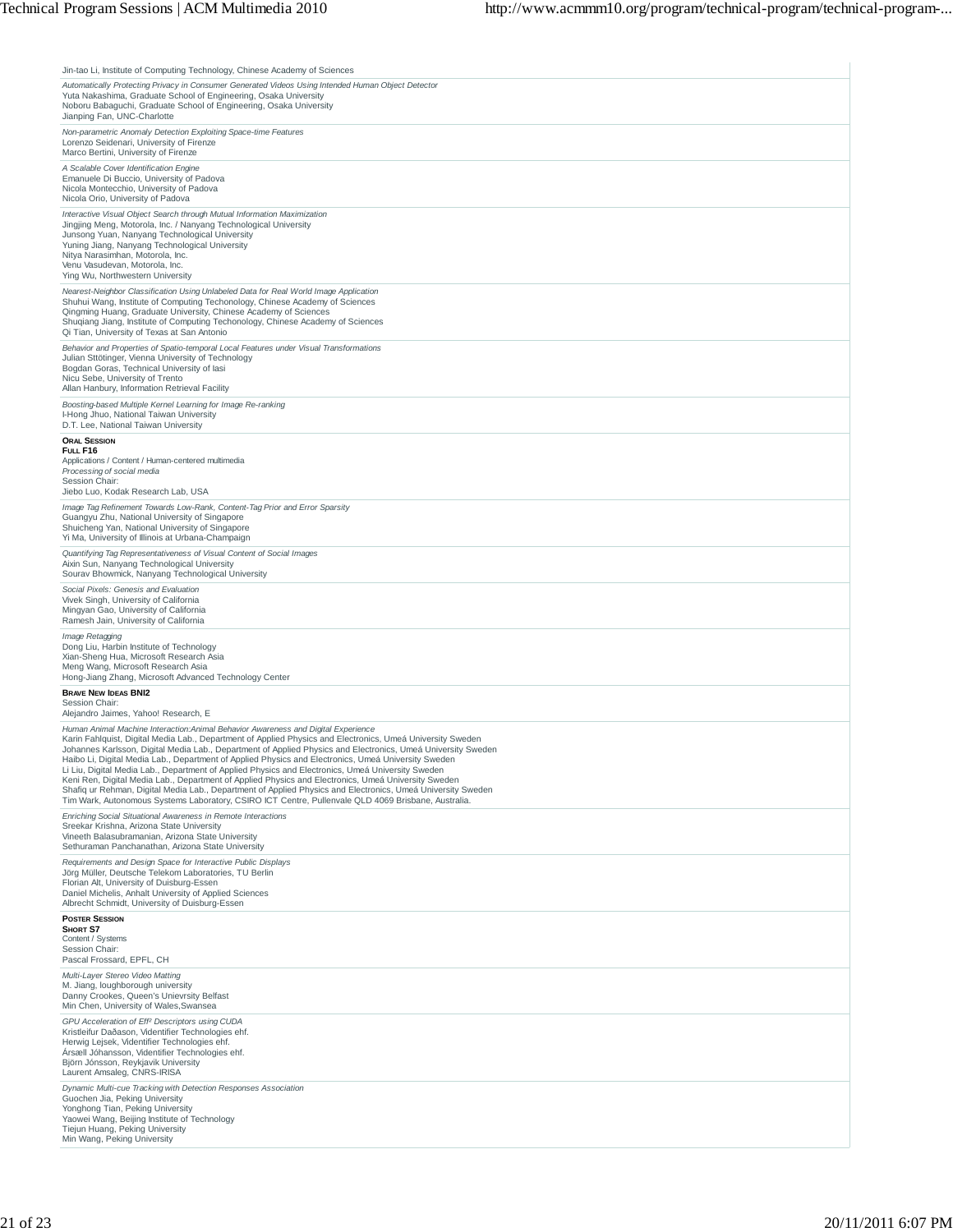Jin-tao Li, Institute of Computing Technology, Chinese Academy of Sciences

*Automatically Protecting Privacy in Consumer Generated Videos Using Intended Human Object Detector*
Yuta Nakashima, Graduate School of Engineering, Osaka University
Noboru Babaguchi, Graduate School of Engineering, Osaka University
Jianping Fan, UNC-Charlotte

*Non-parametric Anomaly Detection Exploiting Space-time Features*
Lorenzo Seidenari, University of Firenze
Marco Bertini, University of Firenze

*A Scalable Cover Identification Engine*
Emanuele Di Buccio, University of Padova
Nicola Montecchio, University of Padova
Nicola Orio, University of Padova

*Interactive Visual Object Search through Mutual Information Maximization*
Jingjing Meng, Motorola, Inc. / Nanyang Technological University
Junsong Yuan, Nanyang Technological University
Yuning Jiang, Nanyang Technological University
Nitya Narasimhan, Motorola, Inc.
Venu Vasudevan, Motorola, Inc.
Ying Wu, Northwestern University

*Nearest-Neighbor Classification Using Unlabeled Data for Real World Image Application*
Shuhui Wang, Institute of Computing Techonology, Chinese Academy of Sciences
Qingming Huang, Graduate University, Chinese Academy of Sciences
Shuqiang Jiang, Institute of Computing Techonology, Chinese Academy of Sciences
Qi Tian, University of Texas at San Antonio

*Behavior and Properties of Spatio-temporal Local Features under Visual Transformations*
Julian Sttötinger, Vienna University of Technology
Bogdan Goras, Technical University of Iasi
Nicu Sebe, University of Trento
Allan Hanbury, Information Retrieval Facility

*Boosting-based Multiple Kernel Learning for Image Re-ranking*
I-Hong Jhuo, National Taiwan University
D.T. Lee, National Taiwan University

**ORAL SESSION**
**FULL F16**
Applications / Content / Human-centered multimedia
*Processing of social media*
Session Chair:
Jiebo Luo, Kodak Research Lab, USA

*Image Tag Refinement Towards Low-Rank, Content-Tag Prior and Error Sparsity*
Guangyu Zhu, National University of Singapore
Shuicheng Yan, National University of Singapore
Yi Ma, University of Illinois at Urbana-Champaign

*Quantifying Tag Representativeness of Visual Content of Social Images*
Aixin Sun, Nanyang Technological University
Sourav Bhowmick, Nanyang Technological University

*Social Pixels: Genesis and Evaluation*
Vivek Singh, University of California
Mingyan Gao, University of California
Ramesh Jain, University of California

*Image Retagging*
Dong Liu, Harbin Institute of Technology
Xian-Sheng Hua, Microsoft Research Asia
Meng Wang, Microsoft Research Asia
Hong-Jiang Zhang, Microsoft Advanced Technology Center

**BRAVE NEW IDEAS BNI2**
Session Chair:
Alejandro Jaimes, Yahoo! Research, E

*Human Animal Machine Interaction:Animal Behavior Awareness and Digital Experience*
Karin Fahlquist, Digital Media Lab., Department of Applied Physics and Electronics, Umeá University Sweden
Johannes Karlsson, Digital Media Lab., Department of Applied Physics and Electronics, Umeá University Sweden
Haibo Li, Digital Media Lab., Department of Applied Physics and Electronics, Umeá University Sweden
Li Liu, Digital Media Lab., Department of Applied Physics and Electronics, Umeá University Sweden
Keni Ren, Digital Media Lab., Department of Applied Physics and Electronics, Umeá University Sweden
Shafiq ur Rehman, Digital Media Lab., Department of Applied Physics and Electronics, Umeá University Sweden
Tim Wark, Autonomous Systems Laboratory, CSIRO ICT Centre, Pullenvale QLD 4069 Brisbane, Australia.

*Enriching Social Situational Awareness in Remote Interactions*
Sreekar Krishna, Arizona State University
Vineeth Balasubramanian, Arizona State University
Sethuraman Panchanathan, Arizona State University

*Requirements and Design Space for Interactive Public Displays*
Jörg Müller, Deutsche Telekom Laboratories, TU Berlin
Florian Alt, University of Duisburg-Essen
Daniel Michelis, Anhalt University of Applied Sciences
Albrecht Schmidt, University of Duisburg-Essen

**POSTER SESSION**
**SHORT S7**
Content / Systems
Session Chair:
Pascal Frossard, EPFL, CH

*Multi-Layer Stereo Video Matting*
M. Jiang, loughborough university
Danny Crookes, Queen's Unievrsity Belfast
Min Chen, University of Wales,Swansea

*GPU Acceleration of Eff² Descriptors using CUDA*
Kristleifur Daðason, Videntifier Technologies ehf.
Herwig Lejsek, Videntifier Technologies ehf.
Ársæll Jóhansson, Videntifier Technologies ehf.
Björn Jónsson, Reykjavik University
Laurent Amsaleg, CNRS-IRISA

*Dynamic Multi-cue Tracking with Detection Responses Association*
Guochen Jia, Peking University
Yonghong Tian, Peking University
Yaowei Wang, Beijing Institute of Technology
Tiejun Huang, Peking University
Min Wang, Peking University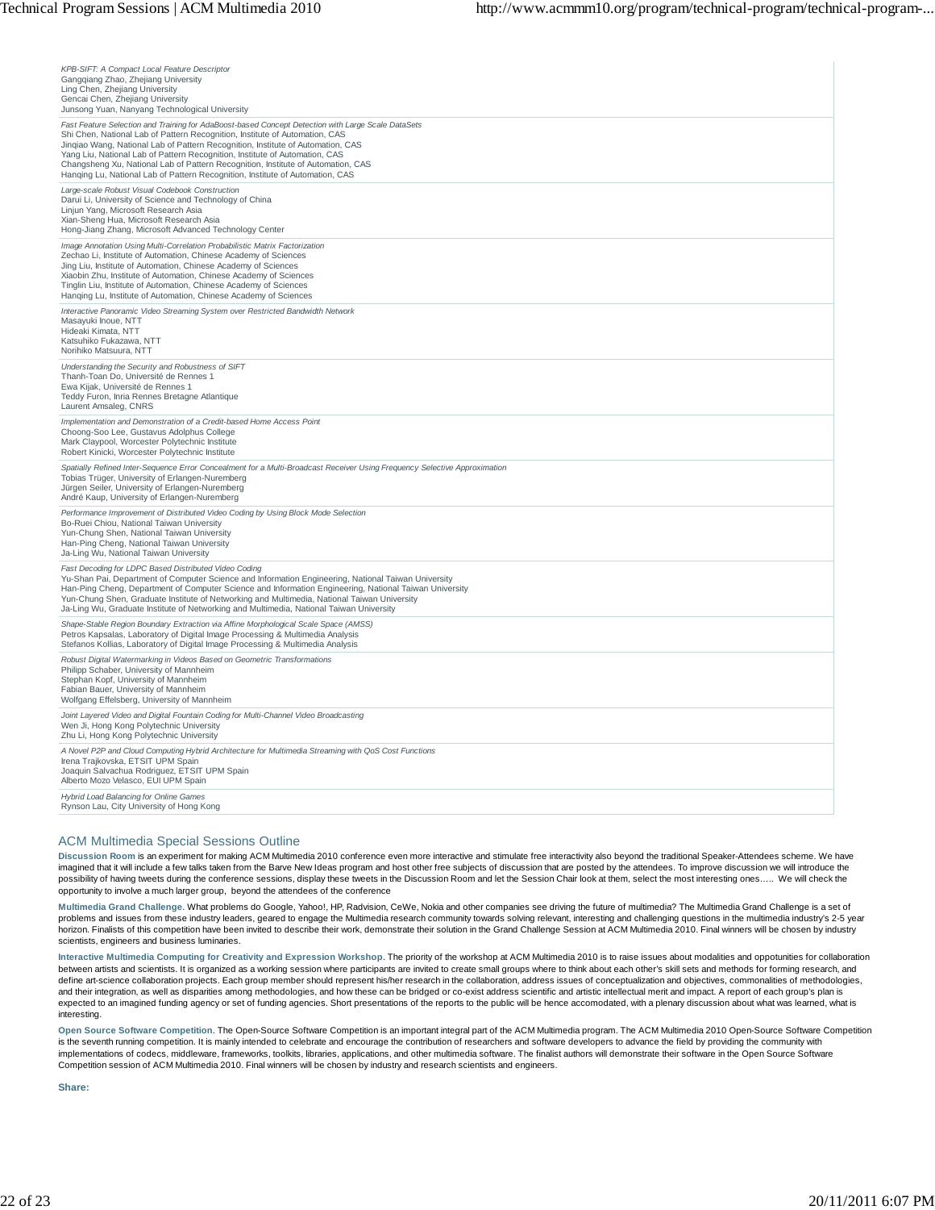*KPB-SIFT: A Compact Local Feature Descriptor*
Gangqiang Zhao, Zhejiang University
Ling Chen, Zhejiang University
Gencai Chen, Zhejiang University
Junsong Yuan, Nanyang Technological University

*Fast Feature Selection and Training for AdaBoost-based Concept Detection with Large Scale DataSets*
Shi Chen, National Lab of Pattern Recognition, Institute of Automation, CAS
Jinqiao Wang, National Lab of Pattern Recognition, Institute of Automation, CAS
Yang Liu, National Lab of Pattern Recognition, Institute of Automation, CAS
Changsheng Xu, National Lab of Pattern Recognition, Institute of Automation, CAS
Hanqing Lu, National Lab of Pattern Recognition, Institute of Automation, CAS

*Large-scale Robust Visual Codebook Construction*
Darui Li, University of Science and Technology of China
Linjun Yang, Microsoft Research Asia
Xian-Sheng Hua, Microsoft Research Asia
Hong-Jiang Zhang, Microsoft Advanced Technology Center

*Image Annotation Using Multi-Correlation Probabilistic Matrix Factorization*
Zechao Li, Institute of Automation, Chinese Academy of Sciences
Jing Liu, Institute of Automation, Chinese Academy of Sciences
Xiaobin Zhu, Institute of Automation, Chinese Academy of Sciences
Tinglin Liu, Institute of Automation, Chinese Academy of Sciences
Hanqing Lu, Institute of Automation, Chinese Academy of Sciences

*Interactive Panoramic Video Streaming System over Restricted Bandwidth Network*
Masayuki Inoue, NTT
Hideaki Kimata, NTT
Katsuhiko Fukazawa, NTT
Norihiko Matsuura, NTT

*Understanding the Security and Robustness of SIFT*
Thanh-Toan Do, Université de Rennes 1
Ewa Kijak, Université de Rennes 1
Teddy Furon, Inria Rennes Bretagne Atlantique
Laurent Amsaleg, CNRS

*Implementation and Demonstration of a Credit-based Home Access Point*
Choong-Soo Lee, Gustavus Adolphus College
Mark Claypool, Worcester Polytechnic Institute
Robert Kinicki, Worcester Polytechnic Institute

*Spatially Refined Inter-Sequence Error Concealment for a Multi-Broadcast Receiver Using Frequency Selective Approximation*
Tobias Tröger, University of Erlangen-Nuremberg
Jürgen Seiler, University of Erlangen-Nuremberg
André Kaup, University of Erlangen-Nuremberg

*Performance Improvement of Distributed Video Coding by Using Block Mode Selection*
Bo-Ruei Chiou, National Taiwan University
Yun-Chung Shen, National Taiwan University
Han-Ping Cheng, National Taiwan University
Ja-Ling Wu, National Taiwan University

*Fast Decoding for LDPC Based Distributed Video Coding*
Yu-Shan Pai, Department of Computer Science and Information Engineering, National Taiwan University
Han-Ping Cheng, Department of Computer Science and Information Engineering, National Taiwan University
Yun-Chung Shen, Graduate Institute of Networking and Multimedia, National Taiwan University
Ja-Ling Wu, Graduate Institute of Networking and Multimedia, National Taiwan University

*Shape-Stable Region Boundary Extraction via Affine Morphological Scale Space (AMSS)*
Petros Kapsalas, Laboratory of Digital Image Processing & Multimedia Analysis
Stefanos Kollias, Laboratory of Digital Image Processing & Multimedia Analysis

*Robust Digital Watermarking in Videos Based on Geometric Transformations*
Philipp Schaber, University of Mannheim
Stephan Kopf, University of Mannheim
Fabian Bauer, University of Mannheim
Wolfgang Effelsberg, University of Mannheim

*Joint Layered Video and Digital Fountain Coding for Multi-Channel Video Broadcasting*
Wen Ji, Hong Kong Polytechnic University
Zhu Li, Hong Kong Polytechnic University

*A Novel P2P and Cloud Computing Hybrid Architecture for Multimedia Streaming with QoS Cost Functions*
Irena Trajkovska, ETSIT UPM Spain
Joaquin Salvachua Rodriguez, ETSIT UPM Spain
Alberto Mozo Velasco, EUI UPM Spain

*Hybrid Load Balancing for Online Games*
Rynson Lau, City University of Hong Kong

## ACM Multimedia Special Sessions Outline

**Discussion Room** is an experiment for making ACM Multimedia 2010 conference even more interactive and stimulate free interactivity also beyond the traditional Speaker-Attendees scheme. We have imagined that it will include a few talks taken from the Barve New Ideas program and host other free subjects of discussion that are posted by the attendees. To improve discussion we will introduce the possibility of having tweets during the conference sessions, display these tweets in the Discussion Room and let the Session Chair look at them, select the most interesting ones….. We will check the opportunity to involve a much larger group, beyond the attendees of the conference

**Multimedia Grand Challenge**. What problems do Google, Yahoo!, HP, Radvision, CeWe, Nokia and other companies see driving the future of multimedia? The Multimedia Grand Challenge is a set of problems and issues from these industry leaders, geared to engage the Multimedia research community towards solving relevant, interesting and challenging questions in the multimedia industry's 2-5 year horizon. Finalists of this competition have been invited to describe their work, demonstrate their solution in the Grand Challenge Session at ACM Multimedia 2010. Final winners will be chosen by industry scientists, engineers and business luminaries.

**Interactive Multimedia Computing for Creativity and Expression Workshop**. The priority of the workshop at ACM Multimedia 2010 is to raise issues about modalities and oppotunities for collaboration between artists and scientists. It is organized as a working session where participants are invited to create small groups where to think about each other's skill sets and methods for forming research, and define art-science collaboration projects. Each group member should represent his/her research in the collaboration, address issues of conceptualization and objectives, commonalities of methodologies, and their integration, as well as disparities among methodologies, and how these can be bridged or co-exist address scientific and artistic intellectual merit and impact. A report of each group's plan is expected to an imagined funding agency or set of funding agencies. Short presentations of the reports to the public will be hence accomodated, with a plenary discussion about what was learned, what is interesting.

**Open Source Software Competition**. The Open-Source Software Competition is an important integral part of the ACM Multimedia program. The ACM Multimedia 2010 Open-Source Software Competition is the seventh running competition. It is mainly intended to celebrate and encourage the contribution of researchers and software developers to advance the field by providing the community with implementations of codecs, middleware, frameworks, toolkits, libraries, applications, and other multimedia software. The finalist authors will demonstrate their software in the Open Source Software Competition session of ACM Multimedia 2010. Final winners will be chosen by industry and research scientists and engineers.

**Share:**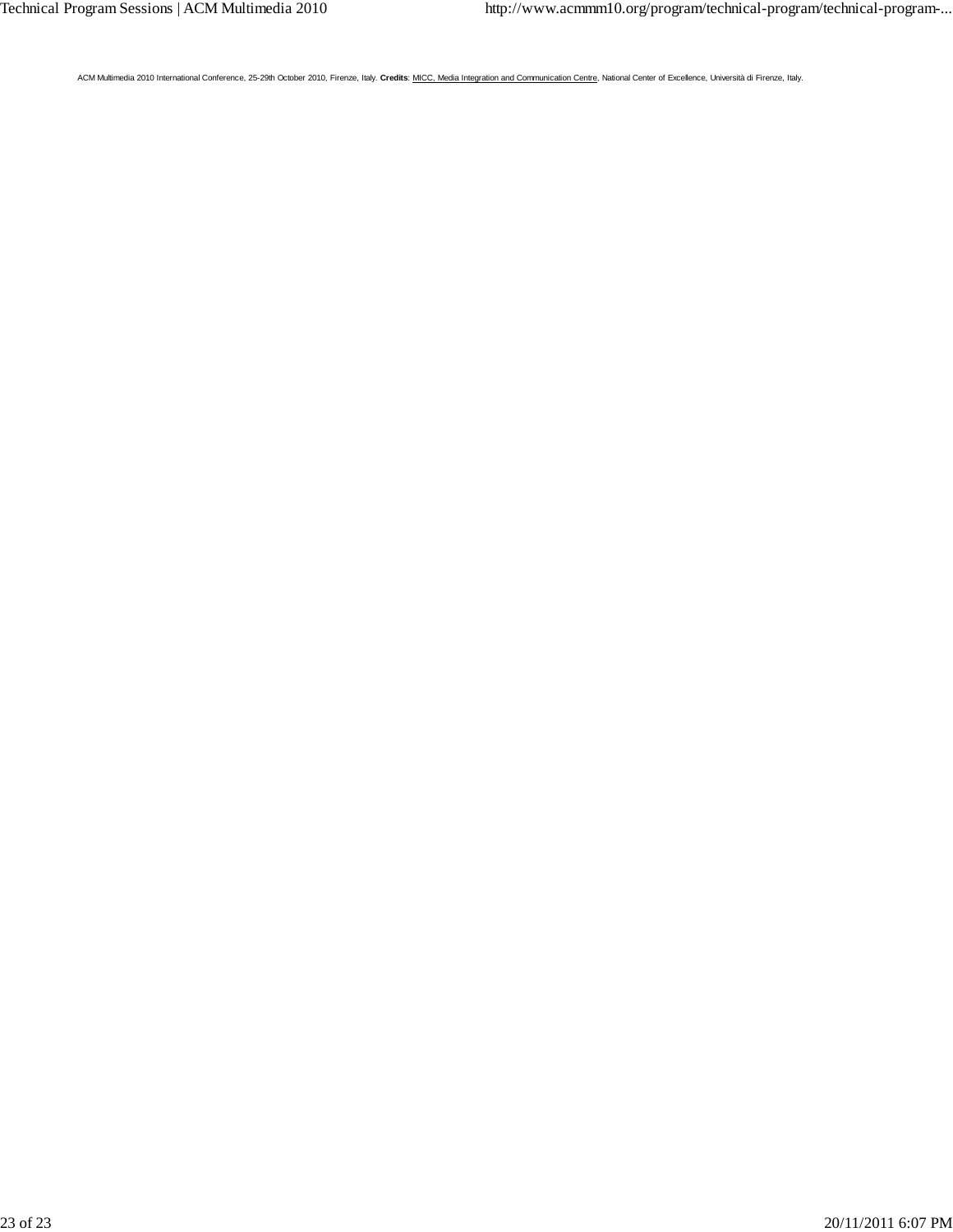ACM Multimedia 2010 International Conference, 25-29th October 2010, Firenze, Italy. **Credits**: MICC, Media Integration and Communication Centre, National Center of Excellence, Università di Firenze, Italy.